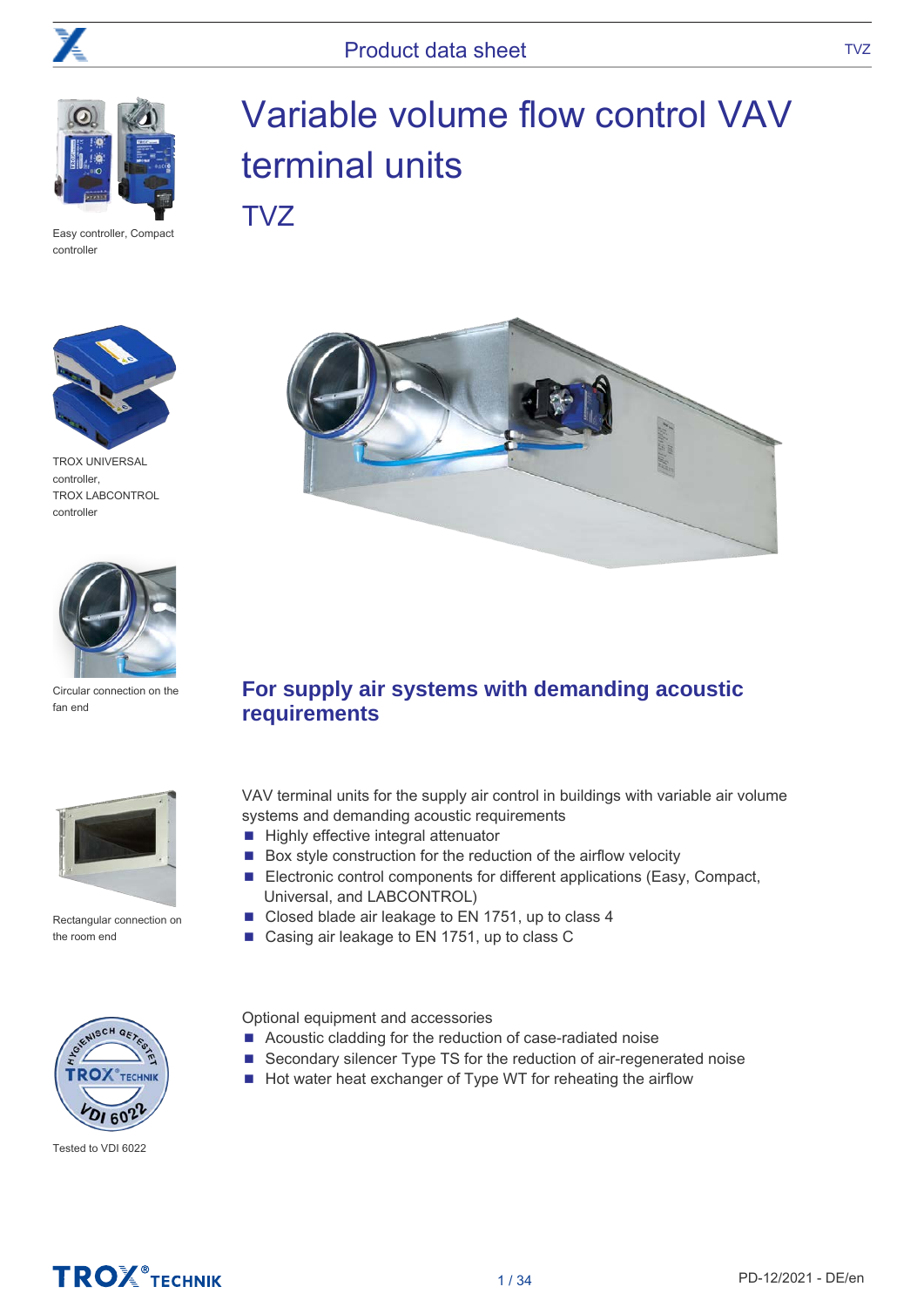# Variable volume flow control VAV terminal units

## TVZ

Easy controller, Compact controller

TROX UNIVERSAL controller, TROX LABCONTROL controller

Circular connection on the fan end

Rectangular connection on the room end

Tested to VDI 6022

## For supply air systems with demanding acoustic requirements

VAV terminal units for the supply air control in buildings with variable air volume systems and demanding acoustic requirements

- Highly effective integral attenuator
- Box style construction for the reduction of the airflow velocity
- Electronic control components for different applications (Easy, Compact, Universal, and LABCONTROL)
- Closed blade air leakage to EN 1751, up to class 4
- Casing air leakage to EN 1751, up to class C

Optional equipment and accessories

- Acoustic cladding for the reduction of case-radiated noise
- Secondary silencer Type TS for the reduction of air-regenerated noise
- Hot water heat exchanger of Type WT for reheating the airflow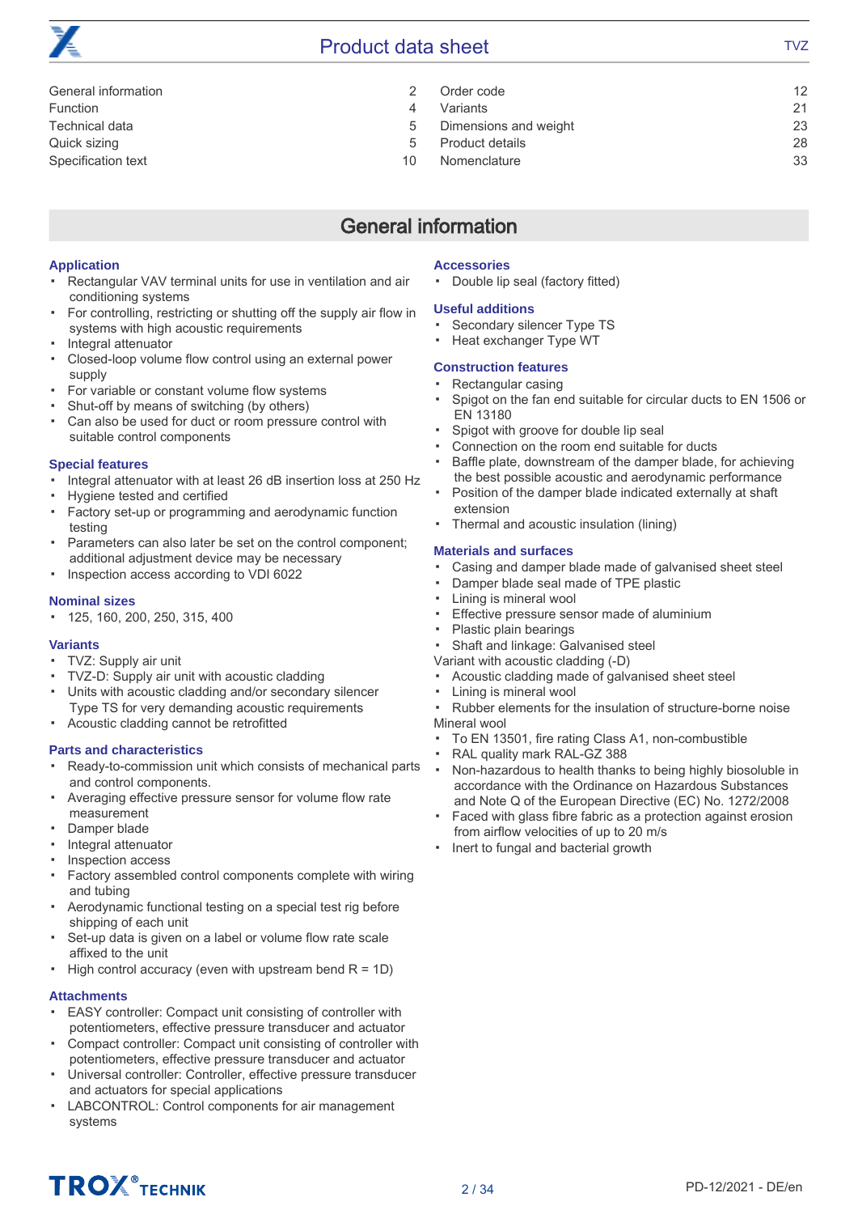| | | | |
|---|---|---|---|
| General information | 2 | Order code | 12 |
| Function | 4 | Variants | 21 |
| Technical data | 5 | Dimensions and weight | 23 |
| Quick sizing | 5 | Product details | 28 |
| Specification text | 10 | Nomenclature | 33 |

## General information

### Application

- Rectangular VAV terminal units for use in ventilation and air conditioning systems
- For controlling, restricting or shutting off the supply air flow in systems with high acoustic requirements
- Integral attenuator
- Closed-loop volume flow control using an external power supply
- For variable or constant volume flow systems
- Shut-off by means of switching (by others)
- Can also be used for duct or room pressure control with suitable control components

### Special features

- Integral attenuator with at least 26 dB insertion loss at 250 Hz
- Hygiene tested and certified
- Factory set-up or programming and aerodynamic function testing
- Parameters can also later be set on the control component; additional adjustment device may be necessary
- Inspection access according to VDI 6022

### Nominal sizes

- 125, 160, 200, 250, 315, 400

### Variants

- TVZ: Supply air unit
- TVZ-D: Supply air unit with acoustic cladding
- Units with acoustic cladding and/or secondary silencer Type TS for very demanding acoustic requirements
- Acoustic cladding cannot be retrofitted

### Parts and characteristics

- Ready-to-commission unit which consists of mechanical parts and control components.
- Averaging effective pressure sensor for volume flow rate measurement
- Damper blade
- Integral attenuator
- Inspection access
- Factory assembled control components complete with wiring and tubing
- Aerodynamic functional testing on a special test rig before shipping of each unit
- Set-up data is given on a label or volume flow rate scale affixed to the unit
- High control accuracy (even with upstream bend R = 1D)

### Attachments

- EASY controller: Compact unit consisting of controller with potentiometers, effective pressure transducer and actuator
- Compact controller: Compact unit consisting of controller with potentiometers, effective pressure transducer and actuator
- Universal controller: Controller, effective pressure transducer and actuators for special applications
- LABCONTROL: Control components for air management systems

### Accessories

- Double lip seal (factory fitted)

### Useful additions

- Secondary silencer Type TS
- Heat exchanger Type WT

### Construction features

- Rectangular casing
- Spigot on the fan end suitable for circular ducts to EN 1506 or EN 13180
- Spigot with groove for double lip seal
- Connection on the room end suitable for ducts
- Baffle plate, downstream of the damper blade, for achieving the best possible acoustic and aerodynamic performance
- Position of the damper blade indicated externally at shaft extension
- Thermal and acoustic insulation (lining)

### Materials and surfaces

- Casing and damper blade made of galvanised sheet steel
- Damper blade seal made of TPE plastic
- Lining is mineral wool
- Effective pressure sensor made of aluminium
- Plastic plain bearings
- Shaft and linkage: Galvanised steel

Variant with acoustic cladding (-D)

- Acoustic cladding made of galvanised sheet steel
- Lining is mineral wool
- Rubber elements for the insulation of structure-borne noise

Mineral wool

- To EN 13501, fire rating Class A1, non-combustible
- RAL quality mark RAL-GZ 388
- Non-hazardous to health thanks to being highly biosoluble in accordance with the Ordinance on Hazardous Substances and Note Q of the European Directive (EC) No. 1272/2008
- Faced with glass fibre fabric as a protection against erosion from airflow velocities of up to 20 m/s
- Inert to fungal and bacterial growth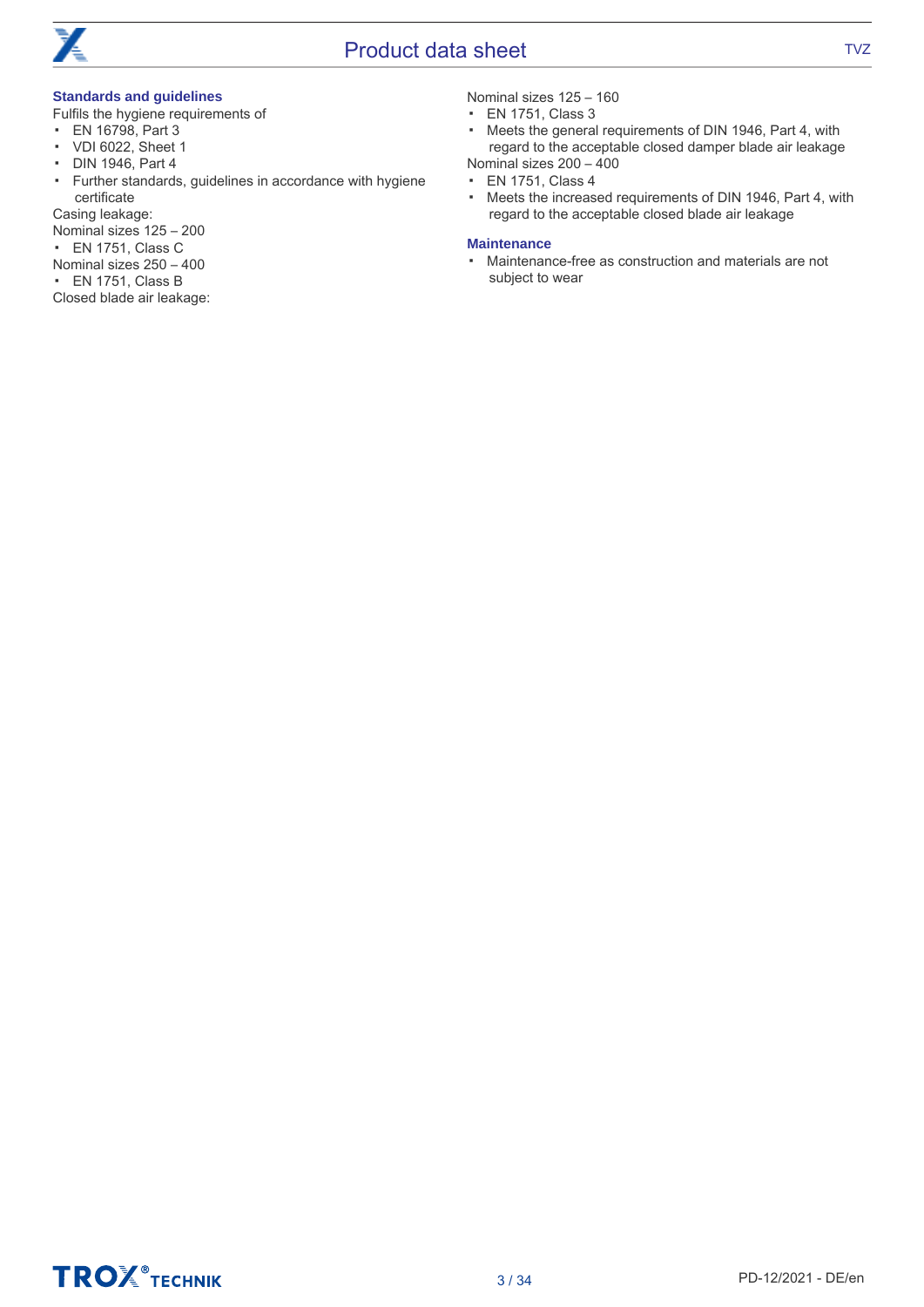## Standards and guidelines

Fulfils the hygiene requirements of

- EN 16798, Part 3
- VDI 6022, Sheet 1
- DIN 1946, Part 4
- Further standards, guidelines in accordance with hygiene certificate

Casing leakage:

Nominal sizes 125 – 200

- EN 1751, Class C

Nominal sizes 250 – 400

- EN 1751, Class B

Closed blade air leakage:

Nominal sizes 125 – 160

- EN 1751, Class 3
- Meets the general requirements of DIN 1946, Part 4, with regard to the acceptable closed damper blade air leakage

Nominal sizes 200 – 400

- EN 1751, Class 4
- Meets the increased requirements of DIN 1946, Part 4, with regard to the acceptable closed blade air leakage

## Maintenance

- Maintenance-free as construction and materials are not subject to wear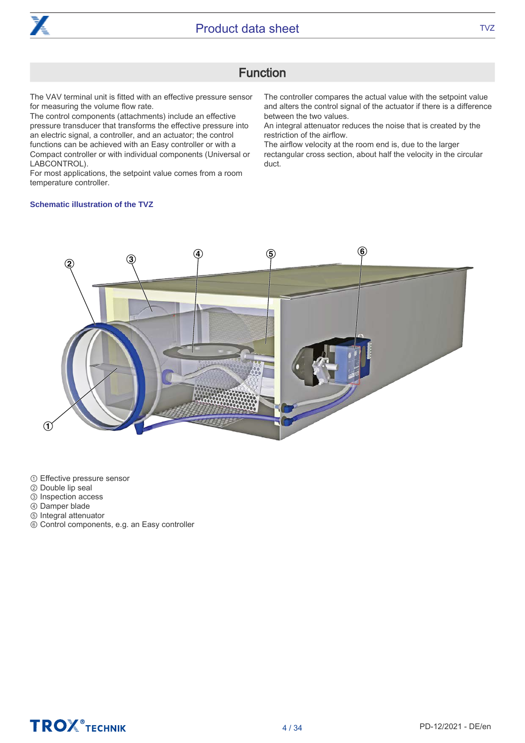## Function

The VAV terminal unit is fitted with an effective pressure sensor for measuring the volume flow rate.
The control components (attachments) include an effective pressure transducer that transforms the effective pressure into an electric signal, a controller, and an actuator; the control functions can be achieved with an Easy controller or with a Compact controller or with individual components (Universal or LABCONTROL).
For most applications, the setpoint value comes from a room temperature controller.

The controller compares the actual value with the setpoint value and alters the control signal of the actuator if there is a difference between the two values.
An integral attenuator reduces the noise that is created by the restriction of the airflow.
The airflow velocity at the room end is, due to the larger rectangular cross section, about half the velocity in the circular duct.

**Schematic illustration of the TVZ**

① Effective pressure sensor
② Double lip seal
③ Inspection access
④ Damper blade
⑤ Integral attenuator
⑥ Control components, e.g. an Easy controller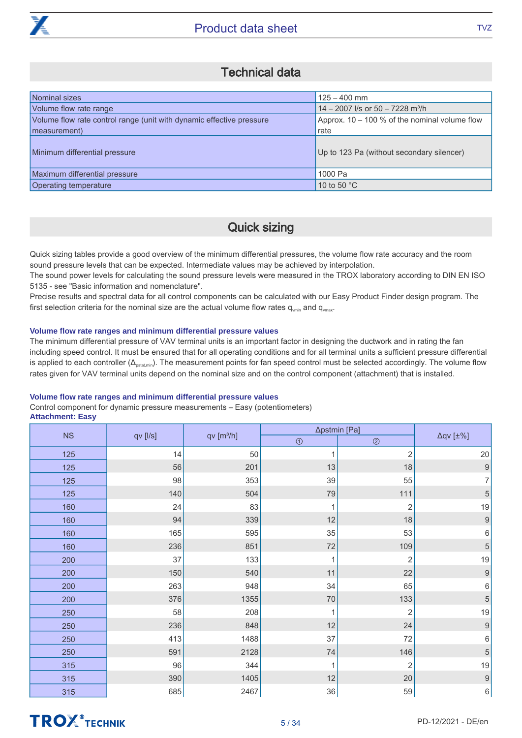## Technical data

| | |
|---|---|
| Nominal sizes | 125 – 400 mm |
| Volume flow rate range | 14 – 2007 l/s or 50 – 7228 m³/h |
| Volume flow rate control range (unit with dynamic effective pressure measurement) | Approx. 10 – 100 % of the nominal volume flow rate |
| Minimum differential pressure | Up to 123 Pa (without secondary silencer) |
| Maximum differential pressure | 1000 Pa |
| Operating temperature | 10 to 50 °C |

## Quick sizing

Quick sizing tables provide a good overview of the minimum differential pressures, the volume flow rate accuracy and the room sound pressure levels that can be expected. Intermediate values may be achieved by interpolation.
The sound power levels for calculating the sound pressure levels were measured in the TROX laboratory according to DIN EN ISO 5135 - see "Basic information and nomenclature".
Precise results and spectral data for all control components can be calculated with our Easy Product Finder design program. The first selection criteria for the nominal size are the actual volume flow rates $q_{vmin}$ and $q_{vmax}$.

### Volume flow rate ranges and minimum differential pressure values

The minimum differential pressure of VAV terminal units is an important factor in designing the ductwork and in rating the fan including speed control. It must be ensured that for all operating conditions and for all terminal units a sufficient pressure differential is applied to each controller ($\Delta_{pstat,min}$). The measurement points for fan speed control must be selected accordingly. The volume flow rates given for VAV terminal units depend on the nominal size and on the control component (attachment) that is installed.

### Volume flow rate ranges and minimum differential pressure values

Control component for dynamic pressure measurements – Easy (potentiometers)
**Attachment: Easy**

| NS | qv [l/s] | qv [m³/h] | Δpstmin [Pa] | | Δqv [±%] |
|---|---|---|---|---|---|
| | | | ① | ② | |
| 125 | 14 | 50 | 1 | 2 | 20 |
| 125 | 56 | 201 | 13 | 18 | 9 |
| 125 | 98 | 353 | 39 | 55 | 7 |
| 125 | 140 | 504 | 79 | 111 | 5 |
| 160 | 24 | 83 | 1 | 2 | 19 |
| 160 | 94 | 339 | 12 | 18 | 9 |
| 160 | 165 | 595 | 35 | 53 | 6 |
| 160 | 236 | 851 | 72 | 109 | 5 |
| 200 | 37 | 133 | 1 | 2 | 19 |
| 200 | 150 | 540 | 11 | 22 | 9 |
| 200 | 263 | 948 | 34 | 65 | 6 |
| 200 | 376 | 1355 | 70 | 133 | 5 |
| 250 | 58 | 208 | 1 | 2 | 19 |
| 250 | 236 | 848 | 12 | 24 | 9 |
| 250 | 413 | 1488 | 37 | 72 | 6 |
| 250 | 591 | 2128 | 74 | 146 | 5 |
| 315 | 96 | 344 | 1 | 2 | 19 |
| 315 | 390 | 1405 | 12 | 20 | 9 |
| 315 | 685 | 2467 | 36 | 59 | 6 |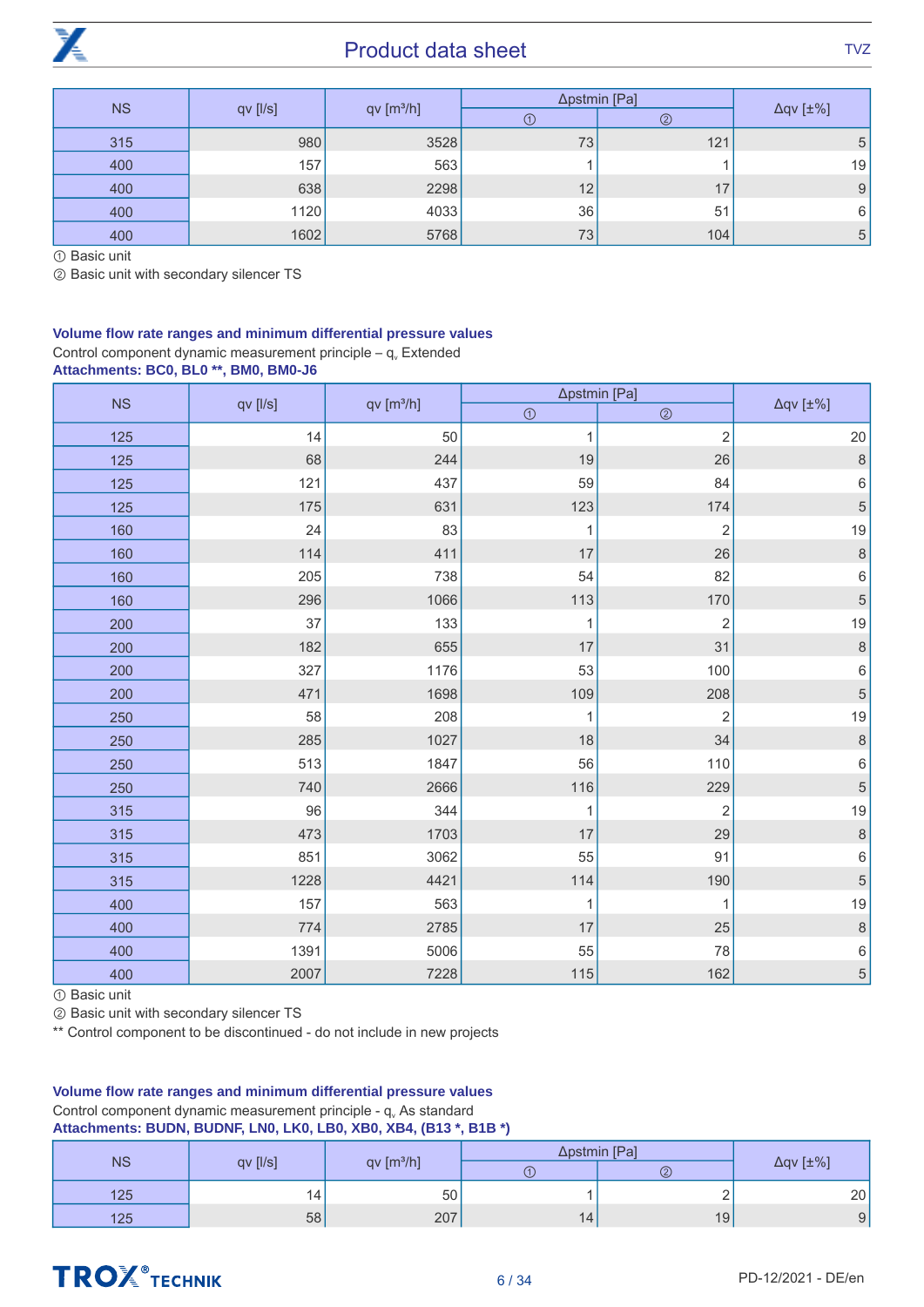| NS | qv [l/s] | qv [m³/h] | Δpstmin [Pa] | | Δqv [±%] |
|---|---|---|---|---|---|
| | | | ① | ② | |
| 315 | 980 | 3528 | 73 | 121 | 5 |
| 400 | 157 | 563 | 1 | 1 | 19 |
| 400 | 638 | 2298 | 12 | 17 | 9 |
| 400 | 1120 | 4033 | 36 | 51 | 6 |
| 400 | 1602 | 5768 | 73 | 104 | 5 |

① Basic unit

② Basic unit with secondary silencer TS

### Volume flow rate ranges and minimum differential pressure values

Control component dynamic measurement principle – $q_v$ Extended

**Attachments: BC0, BL0 **, BM0, BM0-J6**

| NS | qv [l/s] | qv [m³/h] | Δpstmin [Pa] | | Δqv [±%] |
|---|---|---|---|---|---|
| | | | ① | ② | |
| 125 | 14 | 50 | 1 | 2 | 20 |
| 125 | 68 | 244 | 19 | 26 | 8 |
| 125 | 121 | 437 | 59 | 84 | 6 |
| 125 | 175 | 631 | 123 | 174 | 5 |
| 160 | 24 | 83 | 1 | 2 | 19 |
| 160 | 114 | 411 | 17 | 26 | 8 |
| 160 | 205 | 738 | 54 | 82 | 6 |
| 160 | 296 | 1066 | 113 | 170 | 5 |
| 200 | 37 | 133 | 1 | 2 | 19 |
| 200 | 182 | 655 | 17 | 31 | 8 |
| 200 | 327 | 1176 | 53 | 100 | 6 |
| 200 | 471 | 1698 | 109 | 208 | 5 |
| 250 | 58 | 208 | 1 | 2 | 19 |
| 250 | 285 | 1027 | 18 | 34 | 8 |
| 250 | 513 | 1847 | 56 | 110 | 6 |
| 250 | 740 | 2666 | 116 | 229 | 5 |
| 315 | 96 | 344 | 1 | 2 | 19 |
| 315 | 473 | 1703 | 17 | 29 | 8 |
| 315 | 851 | 3062 | 55 | 91 | 6 |
| 315 | 1228 | 4421 | 114 | 190 | 5 |
| 400 | 157 | 563 | 1 | 1 | 19 |
| 400 | 774 | 2785 | 17 | 25 | 8 |
| 400 | 1391 | 5006 | 55 | 78 | 6 |
| 400 | 2007 | 7228 | 115 | 162 | 5 |

① Basic unit

② Basic unit with secondary silencer TS

** Control component to be discontinued - do not include in new projects

### Volume flow rate ranges and minimum differential pressure values

Control component dynamic measurement principle - $q_v$ As standard

**Attachments: BUDN, BUDNF, LN0, LK0, LB0, XB0, XB4, (B13 *, B1B *)**

| NS | qv [l/s] | qv [m³/h] | Δpstmin [Pa] | | Δqv [±%] |
|---|---|---|---|---|---|
| | | | ① | ② | |
| 125 | 14 | 50 | 1 | 2 | 20 |
| 125 | 58 | 207 | 14 | 19 | 9 |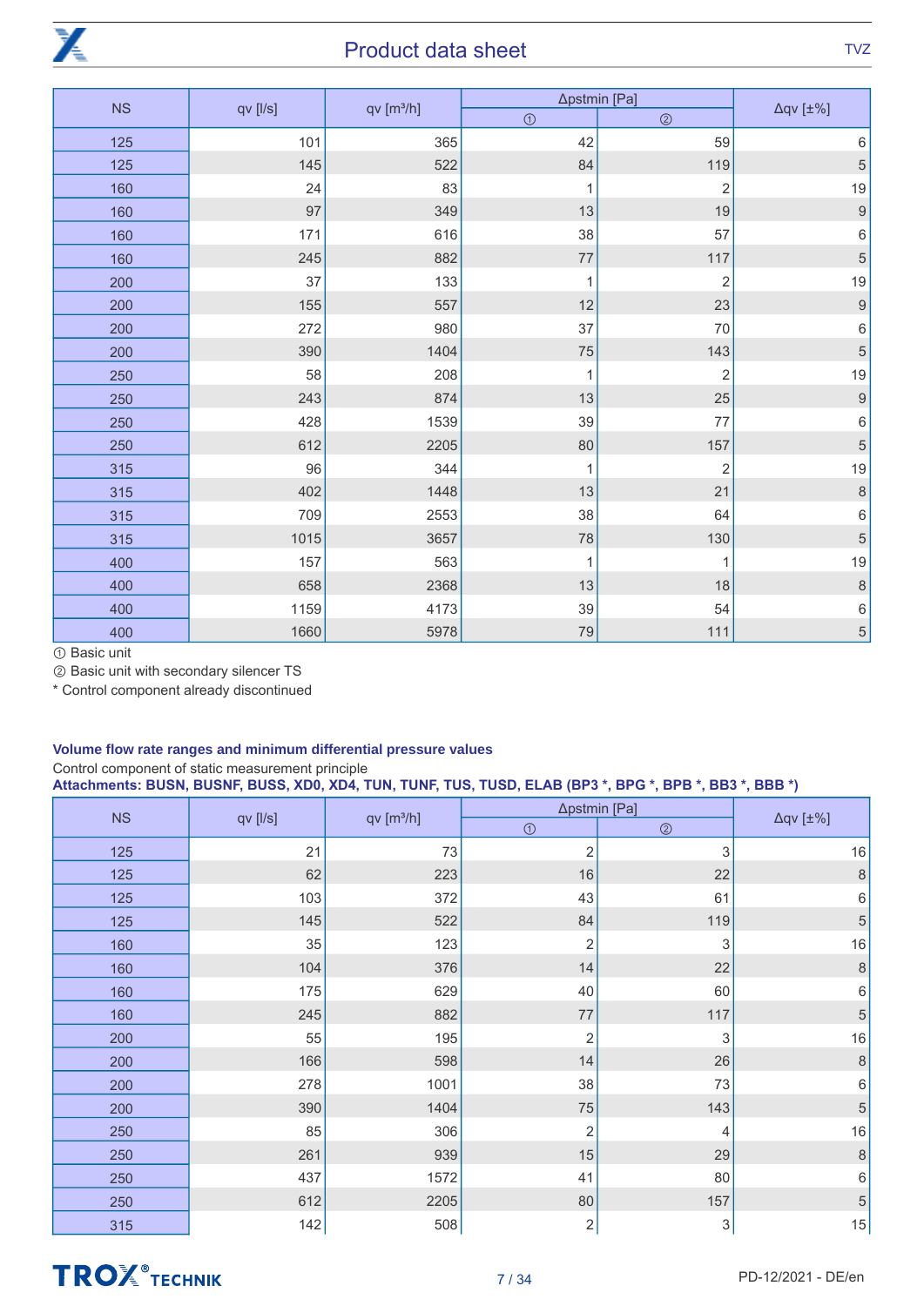| NS | qv [l/s] | qv [m³/h] | Δpstmin [Pa] | | Δqv [±%] |
|---|---|---|---|---|---|
| | | | ① | ② | |
| 125 | 101 | 365 | 42 | 59 | 6 |
| 125 | 145 | 522 | 84 | 119 | 5 |
| 160 | 24 | 83 | 1 | 2 | 19 |
| 160 | 97 | 349 | 13 | 19 | 9 |
| 160 | 171 | 616 | 38 | 57 | 6 |
| 160 | 245 | 882 | 77 | 117 | 5 |
| 200 | 37 | 133 | 1 | 2 | 19 |
| 200 | 155 | 557 | 12 | 23 | 9 |
| 200 | 272 | 980 | 37 | 70 | 6 |
| 200 | 390 | 1404 | 75 | 143 | 5 |
| 250 | 58 | 208 | 1 | 2 | 19 |
| 250 | 243 | 874 | 13 | 25 | 9 |
| 250 | 428 | 1539 | 39 | 77 | 6 |
| 250 | 612 | 2205 | 80 | 157 | 5 |
| 315 | 96 | 344 | 1 | 2 | 19 |
| 315 | 402 | 1448 | 13 | 21 | 8 |
| 315 | 709 | 2553 | 38 | 64 | 6 |
| 315 | 1015 | 3657 | 78 | 130 | 5 |
| 400 | 157 | 563 | 1 | 1 | 19 |
| 400 | 658 | 2368 | 13 | 18 | 8 |
| 400 | 1159 | 4173 | 39 | 54 | 6 |
| 400 | 1660 | 5978 | 79 | 111 | 5 |

① Basic unit
② Basic unit with secondary silencer TS
* Control component already discontinued

### Volume flow rate ranges and minimum differential pressure values

Control component of static measurement principle

**Attachments: BUSN, BUSNF, BUSS, XD0, XD4, TUN, TUNF, TUS, TUSD, ELAB (BP3 *, BPG *, BPB *, BB3 *, BBB *)**

| NS | qv [l/s] | qv [m³/h] | Δpstmin [Pa] | | Δqv [±%] |
|---|---|---|---|---|---|
| | | | ① | ② | |
| 125 | 21 | 73 | 2 | 3 | 16 |
| 125 | 62 | 223 | 16 | 22 | 8 |
| 125 | 103 | 372 | 43 | 61 | 6 |
| 125 | 145 | 522 | 84 | 119 | 5 |
| 160 | 35 | 123 | 2 | 3 | 16 |
| 160 | 104 | 376 | 14 | 22 | 8 |
| 160 | 175 | 629 | 40 | 60 | 6 |
| 160 | 245 | 882 | 77 | 117 | 5 |
| 200 | 55 | 195 | 2 | 3 | 16 |
| 200 | 166 | 598 | 14 | 26 | 8 |
| 200 | 278 | 1001 | 38 | 73 | 6 |
| 200 | 390 | 1404 | 75 | 143 | 5 |
| 250 | 85 | 306 | 2 | 4 | 16 |
| 250 | 261 | 939 | 15 | 29 | 8 |
| 250 | 437 | 1572 | 41 | 80 | 6 |
| 250 | 612 | 2205 | 80 | 157 | 5 |
| 315 | 142 | 508 | 2 | 3 | 15 |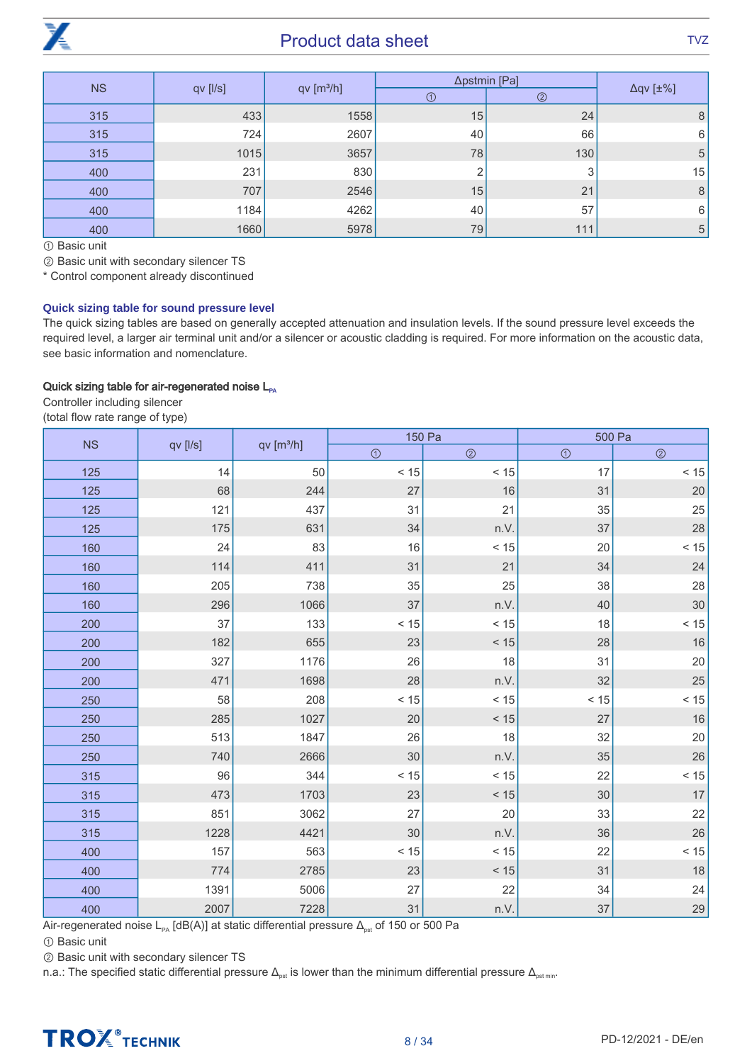| NS | qv [l/s] | qv [m³/h] | Δpstmin [Pa] | | Δqv [±%] |
|---|---|---|---|---|---|
| | | | ① | ② | |
| 315 | 433 | 1558 | 15 | 24 | 8 |
| 315 | 724 | 2607 | 40 | 66 | 6 |
| 315 | 1015 | 3657 | 78 | 130 | 5 |
| 400 | 231 | 830 | 2 | 3 | 15 |
| 400 | 707 | 2546 | 15 | 21 | 8 |
| 400 | 1184 | 4262 | 40 | 57 | 6 |
| 400 | 1660 | 5978 | 79 | 111 | 5 |

① Basic unit

② Basic unit with secondary silencer TS

* Control component already discontinued

### Quick sizing table for sound pressure level

The quick sizing tables are based on generally accepted attenuation and insulation levels. If the sound pressure level exceeds the required level, a larger air terminal unit and/or a silencer or acoustic cladding is required. For more information on the acoustic data, see basic information and nomenclature.

#### Quick sizing table for air-regenerated noise $L_{PA}$

Controller including silencer

(total flow rate range of type)

| NS | qv [l/s] | qv [m³/h] | 150 Pa | | 500 Pa | |
|---|---|---|---|---|---|---|
| | | | ① | ② | ① | ② |
| 125 | 14 | 50 | < 15 | < 15 | 17 | < 15 |
| 125 | 68 | 244 | 27 | 16 | 31 | 20 |
| 125 | 121 | 437 | 31 | 21 | 35 | 25 |
| 125 | 175 | 631 | 34 | n.V. | 37 | 28 |
| 160 | 24 | 83 | 16 | < 15 | 20 | < 15 |
| 160 | 114 | 411 | 31 | 21 | 34 | 24 |
| 160 | 205 | 738 | 35 | 25 | 38 | 28 |
| 160 | 296 | 1066 | 37 | n.V. | 40 | 30 |
| 200 | 37 | 133 | < 15 | < 15 | 18 | < 15 |
| 200 | 182 | 655 | 23 | < 15 | 28 | 16 |
| 200 | 327 | 1176 | 26 | 18 | 31 | 20 |
| 200 | 471 | 1698 | 28 | n.V. | 32 | 25 |
| 250 | 58 | 208 | < 15 | < 15 | < 15 | < 15 |
| 250 | 285 | 1027 | 20 | < 15 | 27 | 16 |
| 250 | 513 | 1847 | 26 | 18 | 32 | 20 |
| 250 | 740 | 2666 | 30 | n.V. | 35 | 26 |
| 315 | 96 | 344 | < 15 | < 15 | 22 | < 15 |
| 315 | 473 | 1703 | 23 | < 15 | 30 | 17 |
| 315 | 851 | 3062 | 27 | 20 | 33 | 22 |
| 315 | 1228 | 4421 | 30 | n.V. | 36 | 26 |
| 400 | 157 | 563 | < 15 | < 15 | 22 | < 15 |
| 400 | 774 | 2785 | 23 | < 15 | 31 | 18 |
| 400 | 1391 | 5006 | 27 | 22 | 34 | 24 |
| 400 | 2007 | 7228 | 31 | n.V. | 37 | 29 |

Air-regenerated noise $L_{PA}$ [dB(A)] at static differential pressure $\Delta_{pst}$ of 150 or 500 Pa

① Basic unit

② Basic unit with secondary silencer TS

n.a.: The specified static differential pressure $\Delta_{pst}$ is lower than the minimum differential pressure $\Delta_{pst\ min}$.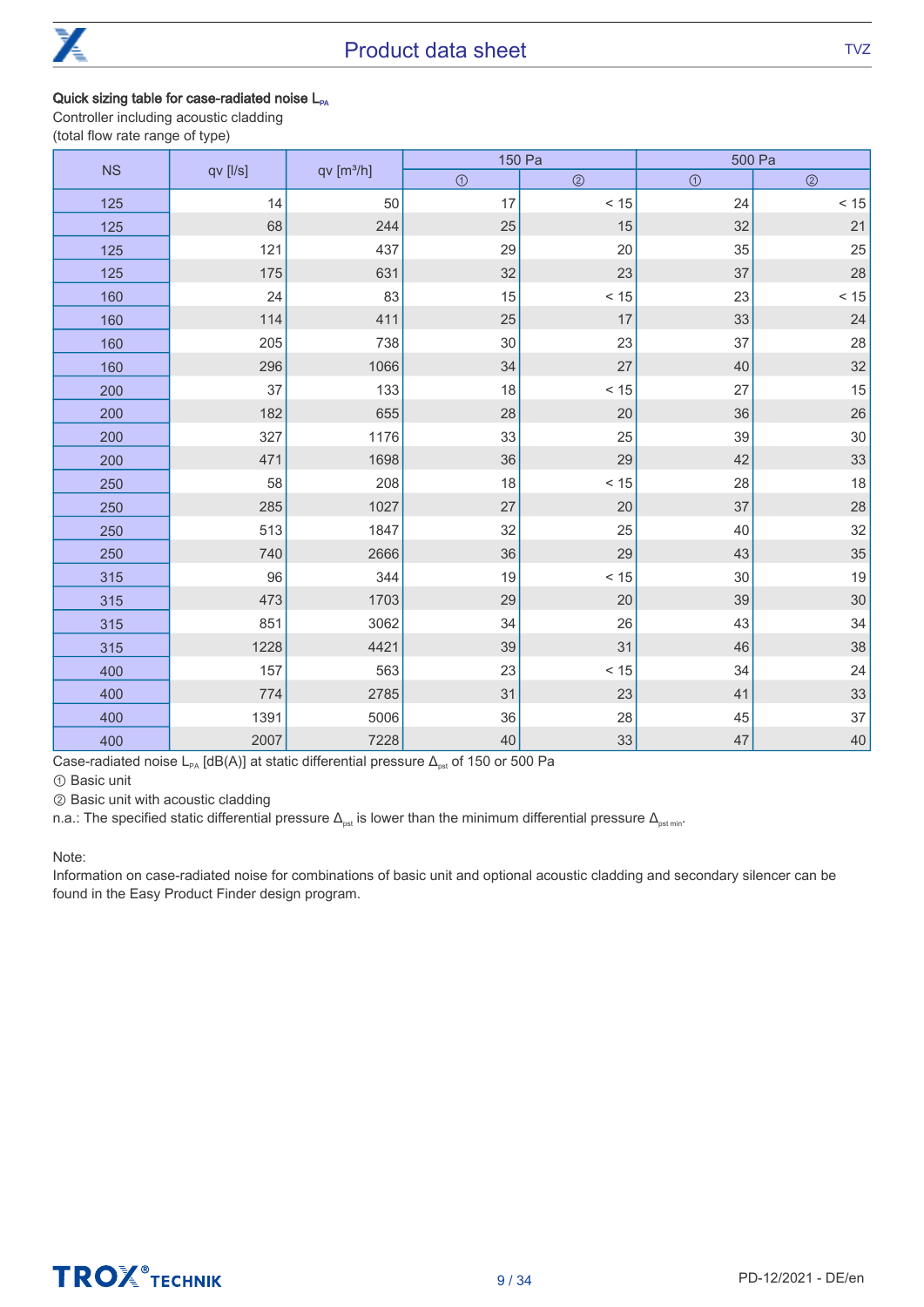**Quick sizing table for case-radiated noise $L_{PA}$**

Controller including acoustic cladding
(total flow rate range of type)

| NS | qv [l/s] | qv [m³/h] | 150 Pa | | 500 Pa | |
|---|---|---|---|---|---|---|
| | | | ① | ② | ① | ② |
| 125 | 14 | 50 | 17 | < 15 | 24 | < 15 |
| 125 | 68 | 244 | 25 | 15 | 32 | 21 |
| 125 | 121 | 437 | 29 | 20 | 35 | 25 |
| 125 | 175 | 631 | 32 | 23 | 37 | 28 |
| 160 | 24 | 83 | 15 | < 15 | 23 | < 15 |
| 160 | 114 | 411 | 25 | 17 | 33 | 24 |
| 160 | 205 | 738 | 30 | 23 | 37 | 28 |
| 160 | 296 | 1066 | 34 | 27 | 40 | 32 |
| 200 | 37 | 133 | 18 | < 15 | 27 | 15 |
| 200 | 182 | 655 | 28 | 20 | 36 | 26 |
| 200 | 327 | 1176 | 33 | 25 | 39 | 30 |
| 200 | 471 | 1698 | 36 | 29 | 42 | 33 |
| 250 | 58 | 208 | 18 | < 15 | 28 | 18 |
| 250 | 285 | 1027 | 27 | 20 | 37 | 28 |
| 250 | 513 | 1847 | 32 | 25 | 40 | 32 |
| 250 | 740 | 2666 | 36 | 29 | 43 | 35 |
| 315 | 96 | 344 | 19 | < 15 | 30 | 19 |
| 315 | 473 | 1703 | 29 | 20 | 39 | 30 |
| 315 | 851 | 3062 | 34 | 26 | 43 | 34 |
| 315 | 1228 | 4421 | 39 | 31 | 46 | 38 |
| 400 | 157 | 563 | 23 | < 15 | 34 | 24 |
| 400 | 774 | 2785 | 31 | 23 | 41 | 33 |
| 400 | 1391 | 5006 | 36 | 28 | 45 | 37 |
| 400 | 2007 | 7228 | 40 | 33 | 47 | 40 |

Case-radiated noise $L_{PA}$ [dB(A)] at static differential pressure $\Delta_{pst}$ of 150 or 500 Pa

① Basic unit

② Basic unit with acoustic cladding

n.a.: The specified static differential pressure $\Delta_{pst}$ is lower than the minimum differential pressure $\Delta_{pst\ min}$.

Note:

Information on case-radiated noise for combinations of basic unit and optional acoustic cladding and secondary silencer can be found in the Easy Product Finder design program.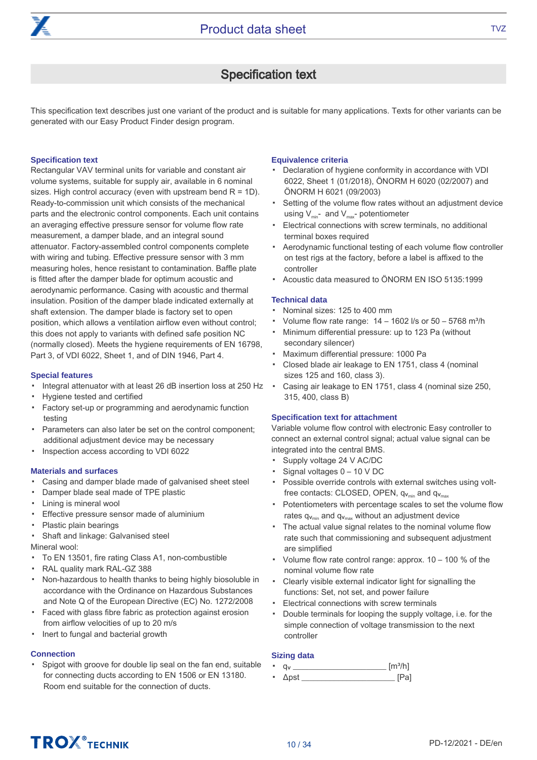# Specification text

This specification text describes just one variant of the product and is suitable for many applications. Texts for other variants can be generated with our Easy Product Finder design program.

### Specification text

Rectangular VAV terminal units for variable and constant air volume systems, suitable for supply air, available in 6 nominal sizes. High control accuracy (even with upstream bend R = 1D). Ready-to-commission unit which consists of the mechanical parts and the electronic control components. Each unit contains an averaging effective pressure sensor for volume flow rate measurement, a damper blade, and an integral sound attenuator. Factory-assembled control components complete with wiring and tubing. Effective pressure sensor with 3 mm measuring holes, hence resistant to contamination. Baffle plate is fitted after the damper blade for optimum acoustic and aerodynamic performance. Casing with acoustic and thermal insulation. Position of the damper blade indicated externally at shaft extension. The damper blade is factory set to open position, which allows a ventilation airflow even without control; this does not apply to variants with defined safe position NC (normally closed). Meets the hygiene requirements of EN 16798, Part 3, of VDI 6022, Sheet 1, and of DIN 1946, Part 4.

### Special features

- Integral attenuator with at least 26 dB insertion loss at 250 Hz
- Hygiene tested and certified
- Factory set-up or programming and aerodynamic function testing
- Parameters can also later be set on the control component; additional adjustment device may be necessary
- Inspection access according to VDI 6022

### Materials and surfaces

- Casing and damper blade made of galvanised sheet steel
- Damper blade seal made of TPE plastic
- Lining is mineral wool
- Effective pressure sensor made of aluminium
- Plastic plain bearings
- Shaft and linkage: Galvanised steel

Mineral wool:

- To EN 13501, fire rating Class A1, non-combustible
- RAL quality mark RAL-GZ 388
- Non-hazardous to health thanks to being highly biosoluble in accordance with the Ordinance on Hazardous Substances and Note Q of the European Directive (EC) No. 1272/2008
- Faced with glass fibre fabric as protection against erosion from airflow velocities of up to 20 m/s
- Inert to fungal and bacterial growth

### Connection

- Spigot with groove for double lip seal on the fan end, suitable for connecting ducts according to EN 1506 or EN 13180. Room end suitable for the connection of ducts.

### Equivalence criteria

- Declaration of hygiene conformity in accordance with VDI 6022, Sheet 1 (01/2018), ÖNORM H 6020 (02/2007) and ÖNORM H 6021 (09/2003)
- Setting of the volume flow rates without an adjustment device using $V_{min}$- and $V_{max}$- potentiometer
- Electrical connections with screw terminals, no additional terminal boxes required
- Aerodynamic functional testing of each volume flow controller on test rigs at the factory, before a label is affixed to the controller
- Acoustic data measured to ÖNORM EN ISO 5135:1999

### Technical data

- Nominal sizes: 125 to 400 mm
- Volume flow rate range: 14 – 1602 l/s or 50 – 5768 m³/h
- Minimum differential pressure: up to 123 Pa (without secondary silencer)
- Maximum differential pressure: 1000 Pa
- Closed blade air leakage to EN 1751, class 4 (nominal sizes 125 and 160, class 3).
- Casing air leakage to EN 1751, class 4 (nominal size 250, 315, 400, class B)

### Specification text for attachment

Variable volume flow control with electronic Easy controller to connect an external control signal; actual value signal can be integrated into the central BMS.

- Supply voltage 24 V AC/DC
- Signal voltages 0 – 10 V DC
- Possible override controls with external switches using volt-free contacts: CLOSED, OPEN, $qv_{min}$ and $qv_{max}$
- Potentiometers with percentage scales to set the volume flow rates $qv_{min}$ and $qv_{max}$ without an adjustment device
- The actual value signal relates to the nominal volume flow rate such that commissioning and subsequent adjustment are simplified
- Volume flow rate control range: approx. 10 – 100 % of the nominal volume flow rate
- Clearly visible external indicator light for signalling the functions: Set, not set, and power failure
- Electrical connections with screw terminals
- Double terminals for looping the supply voltage, i.e. for the simple connection of voltage transmission to the next controller

### Sizing data

- $q_V$ ______________________ [m³/h]
- Δpst ______________________ [Pa]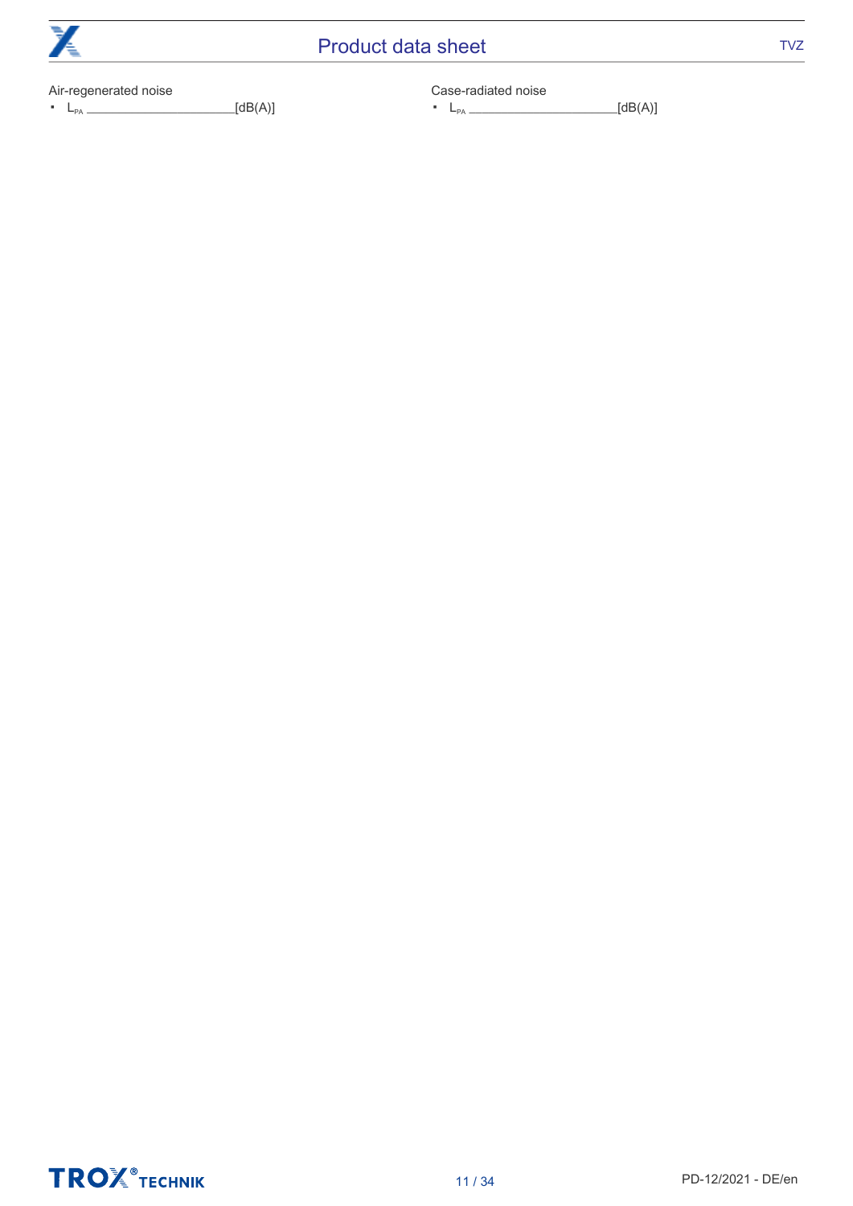Air-regenerated noise

- $L_{PA}$ ________________________[dB(A)]

Case-radiated noise

- $L_{PA}$ ________________________[dB(A)]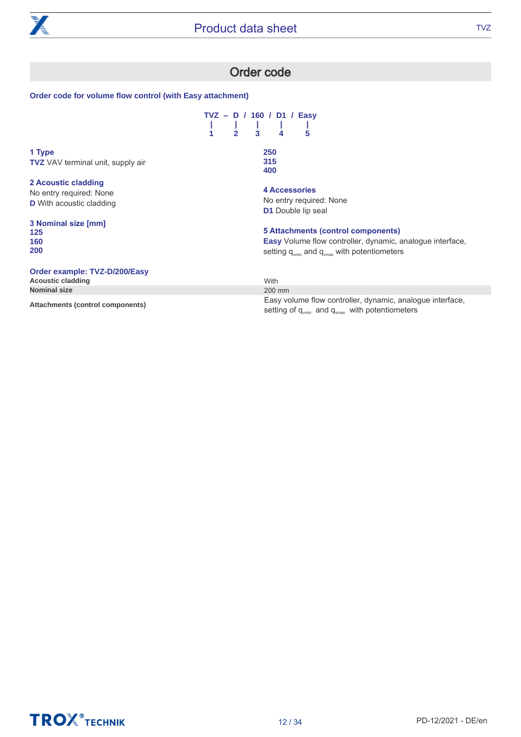## Order code

### Order code for volume flow control (with Easy attachment)

```
TVZ – D / 160 / D1 / Easy
 |    |    |    |     |
 1    2    3    4     5
```

**1 Type**
**TVZ** VAV terminal unit, supply air

**2 Acoustic cladding**
No entry required: None
**D** With acoustic cladding

**3 Nominal size [mm]**
**125**
**160**
**200**
**250**
**315**
**400**

**4 Accessories**
No entry required: None
**D1** Double lip seal

**5 Attachments (control components)**
**Easy** Volume flow controller, dynamic, analogue interface, setting $q_{vmin}$ and $q_{vmax}$ with potentiometers

### Order example: TVZ-D/200/Easy

| | |
|---|---|
| **Acoustic cladding** | With |
| **Nominal size** | 200 mm |
| **Attachments (control components)** | Easy volume flow controller, dynamic, analogue interface, setting of $q_{vmin}$ and $q_{vmax}$ with potentiometers |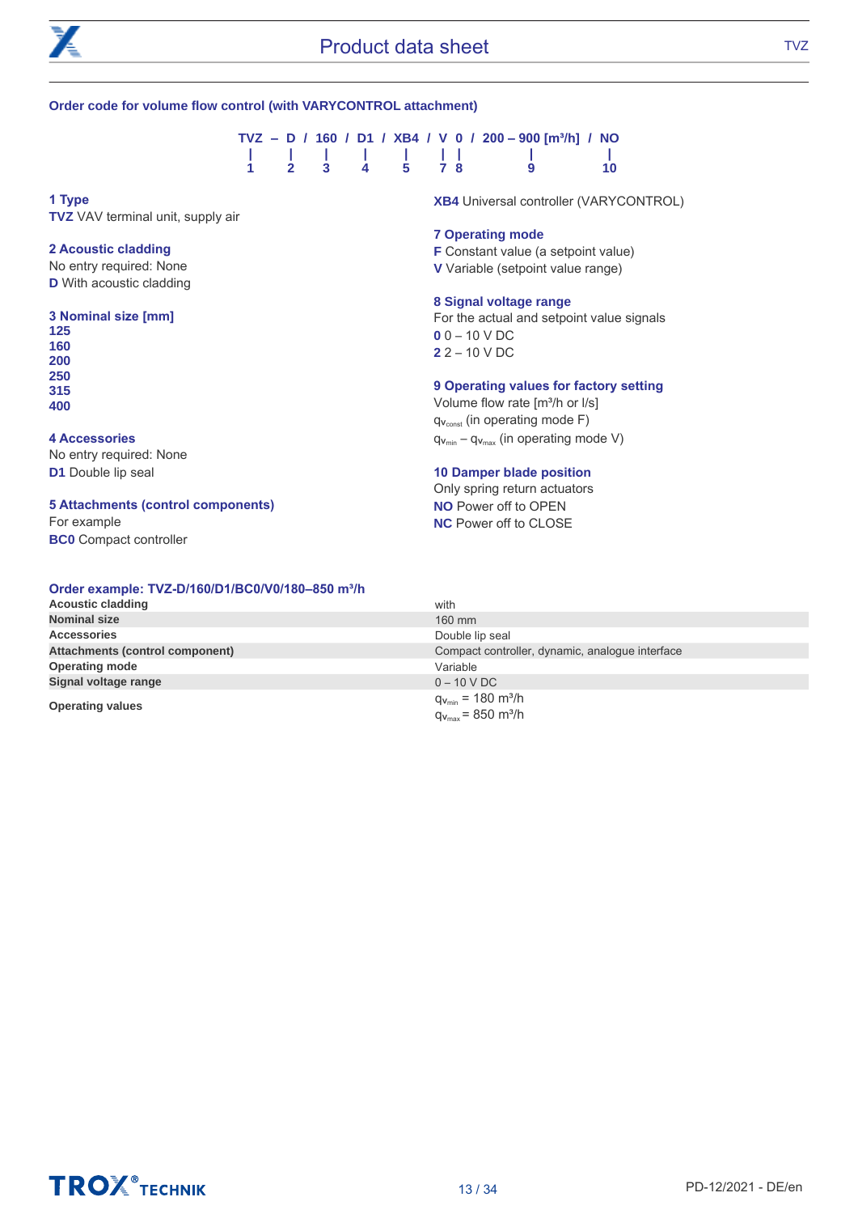## Order code for volume flow control (with VARYCONTROL attachment)

```
TVZ – D / 160 / D1 / XB4 / V 0 / 200 – 900 [m³/h] / NO
 |    |    |     |     |    | |         |            |
 1    2    3     4     5    7 8         9           10
```

**1 Type**
**TVZ** VAV terminal unit, supply air

**2 Acoustic cladding**
No entry required: None
**D** With acoustic cladding

**3 Nominal size [mm]**
**125**
**160**
**200**
**250**
**315**
**400**

**4 Accessories**
No entry required: None
**D1** Double lip seal

**5 Attachments (control components)**
For example
**BC0** Compact controller
**XB4** Universal controller (VARYCONTROL)

**7 Operating mode**
**F** Constant value (a setpoint value)
**V** Variable (setpoint value range)

**8 Signal voltage range**
For the actual and setpoint value signals
**0** 0 – 10 V DC
**2** 2 – 10 V DC

**9 Operating values for factory setting**
Volume flow rate [m³/h or l/s]
$q_{v_{const}}$ (in operating mode F)
$q_{v_{min}}$ – $q_{v_{max}}$ (in operating mode V)

**10 Damper blade position**
Only spring return actuators
**NO** Power off to OPEN
**NC** Power off to CLOSE

### Order example: TVZ-D/160/D1/BC0/V0/180–850 m³/h

| | |
|---|---|
| **Acoustic cladding** | with |
| **Nominal size** | 160 mm |
| **Accessories** | Double lip seal |
| **Attachments (control component)** | Compact controller, dynamic, analogue interface |
| **Operating mode** | Variable |
| **Signal voltage range** | 0 – 10 V DC |
| **Operating values** | $q_{v_{min}}$ = 180 m³/h<br>$q_{v_{max}}$ = 850 m³/h |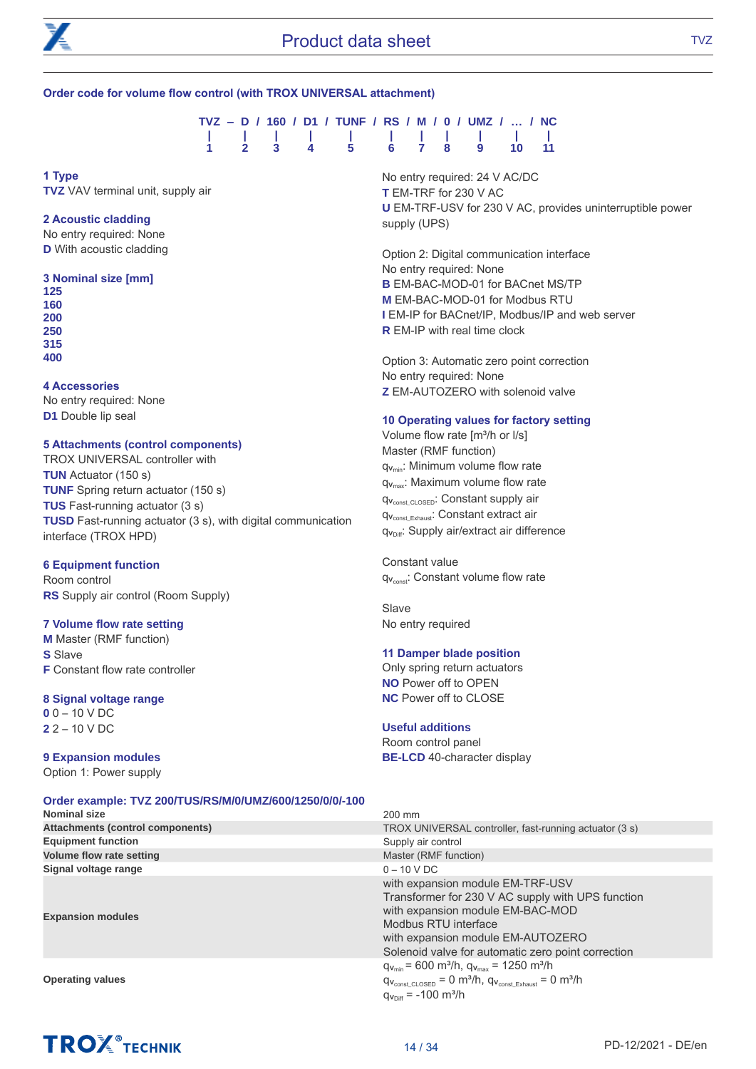## Order code for volume flow control (with TROX UNIVERSAL attachment)

```
TVZ – D / 160 / D1 / TUNF / RS / M / 0 / UMZ / … / NC
 |    |    |     |     |     |    |   |    |     |    |
 1    2    3     4     5     6    7   8    9    10   11
```

**1 Type**
**TVZ** VAV terminal unit, supply air

**2 Acoustic cladding**
No entry required: None
**D** With acoustic cladding

**3 Nominal size [mm]**
**125**
**160**
**200**
**250**
**315**
**400**

**4 Accessories**
No entry required: None
**D1** Double lip seal

**5 Attachments (control components)**
TROX UNIVERSAL controller with
**TUN** Actuator (150 s)
**TUNF** Spring return actuator (150 s)
**TUS** Fast-running actuator (3 s)
**TUSD** Fast-running actuator (3 s), with digital communication interface (TROX HPD)

**6 Equipment function**
Room control
**RS** Supply air control (Room Supply)

**7 Volume flow rate setting**
**M** Master (RMF function)
**S** Slave
**F** Constant flow rate controller

**8 Signal voltage range**
**0** 0 – 10 V DC
**2** 2 – 10 V DC

**9 Expansion modules**
Option 1: Power supply
No entry required: 24 V AC/DC
**T** EM-TRF for 230 V AC
**U** EM-TRF-USV for 230 V AC, provides uninterruptible power supply (UPS)

Option 2: Digital communication interface
No entry required: None
**B** EM-BAC-MOD-01 for BACnet MS/TP
**M** EM-BAC-MOD-01 for Modbus RTU
**I** EM-IP for BACnet/IP, Modbus/IP and web server
**R** EM-IP with real time clock

Option 3: Automatic zero point correction
No entry required: None
**Z** EM-AUTOZERO with solenoid valve

**10 Operating values for factory setting**
Volume flow rate [m³/h or l/s]
Master (RMF function)
$q_{v_{min}}$: Minimum volume flow rate
$q_{v_{max}}$: Maximum volume flow rate
$q_{v_{const\_CLOSED}}$: Constant supply air
$q_{v_{const\_Exhaust}}$: Constant extract air
$q_{v_{Diff}}$: Supply air/extract air difference

Constant value
$q_{v_{const}}$: Constant volume flow rate

Slave
No entry required

**11 Damper blade position**
Only spring return actuators
**NO** Power off to OPEN
**NC** Power off to CLOSE

**Useful additions**
Room control panel
**BE-LCD** 40-character display

**Order example: TVZ 200/TUS/RS/M/0/UMZ/600/1250/0/0/-100**

| | |
|---|---|
| **Nominal size** | 200 mm |
| **Attachments (control components)** | TROX UNIVERSAL controller, fast-running actuator (3 s) |
| **Equipment function** | Supply air control |
| **Volume flow rate setting** | Master (RMF function) |
| **Signal voltage range** | 0 – 10 V DC |
| **Expansion modules** | with expansion module EM-TRF-USV<br>Transformer for 230 V AC supply with UPS function<br>with expansion module EM-BAC-MOD<br>Modbus RTU interface<br>with expansion module EM-AUTOZERO<br>Solenoid valve for automatic zero point correction |
| **Operating values** | $q_{v_{min}}$ = 600 m³/h, $q_{v_{max}}$ = 1250 m³/h<br>$q_{v_{const\_CLOSED}}$ = 0 m³/h, $q_{v_{const\_Exhaust}}$ = 0 m³/h<br>$q_{v_{Diff}}$ = -100 m³/h |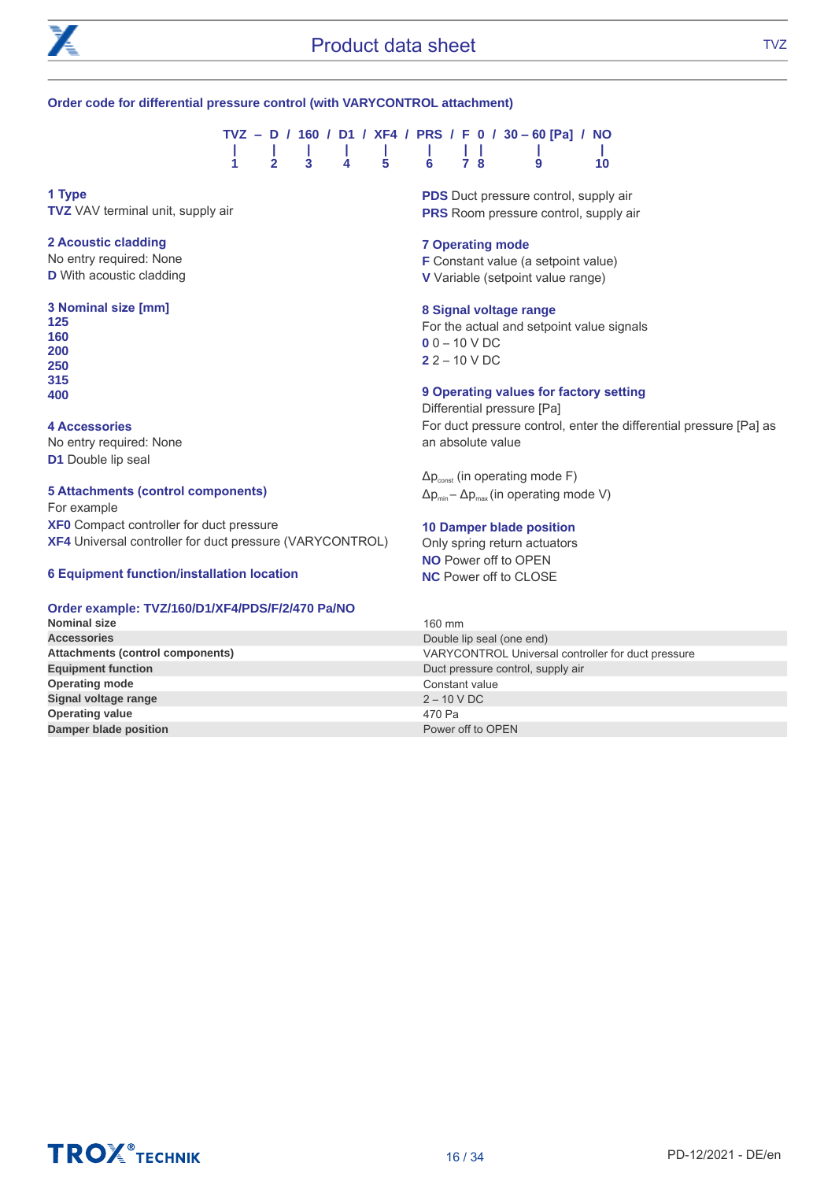## Order code for differential pressure control (with VARYCONTROL attachment)

```
TVZ – D / 160 / D1 / XF4 / PRS / F 0 / 30 – 60 [Pa] / NO
 |    |    |     |     |     |    | |        |          |
 1    2    3     4     5     6    7 8        9         10
```

**1 Type**
**TVZ** VAV terminal unit, supply air

**2 Acoustic cladding**
No entry required: None
**D** With acoustic cladding

**3 Nominal size [mm]**
**125**
**160**
**200**
**250**
**315**
**400**

**4 Accessories**
No entry required: None
**D1** Double lip seal

**5 Attachments (control components)**
For example
**XF0** Compact controller for duct pressure
**XF4** Universal controller for duct pressure (VARYCONTROL)

**6 Equipment function/installation location**
**PDS** Duct pressure control, supply air
**PRS** Room pressure control, supply air

**7 Operating mode**
**F** Constant value (a setpoint value)
**V** Variable (setpoint value range)

**8 Signal voltage range**
For the actual and setpoint value signals
**0** 0 – 10 V DC
**2** 2 – 10 V DC

**9 Operating values for factory setting**
Differential pressure [Pa]
For duct pressure control, enter the differential pressure [Pa] as an absolute value

$\Delta p_{const}$ (in operating mode F)
$\Delta p_{min} - \Delta p_{max}$ (in operating mode V)

**10 Damper blade position**
Only spring return actuators
**NO** Power off to OPEN
**NC** Power off to CLOSE

### Order example: TVZ/160/D1/XF4/PDS/F/2/470 Pa/NO

| | |
|---|---|
| **Nominal size** | 160 mm |
| **Accessories** | Double lip seal (one end) |
| **Attachments (control components)** | VARYCONTROL Universal controller for duct pressure |
| **Equipment function** | Duct pressure control, supply air |
| **Operating mode** | Constant value |
| **Signal voltage range** | 2 – 10 V DC |
| **Operating value** | 470 Pa |
| **Damper blade position** | Power off to OPEN |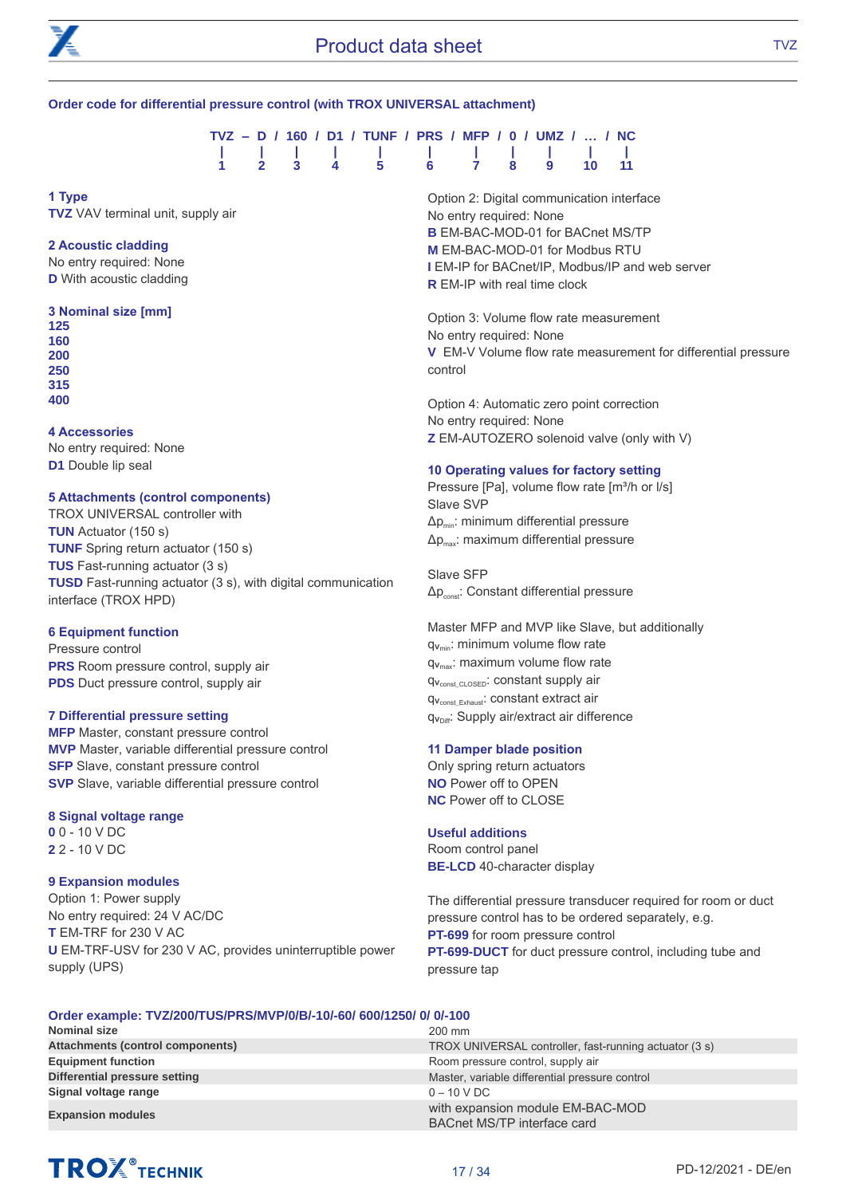## Order code for differential pressure control (with TROX UNIVERSAL attachment)

```
TVZ – D / 160 / D1 / TUNF / PRS / MFP / 0 / UMZ / … / NC
 |     |    |     |     |      |     |     |    |      |    |
 1     2    3     4     5      6     7     8    9     10   11
```

**1 Type**
**TVZ** VAV terminal unit, supply air

**2 Acoustic cladding**
No entry required: None
**D** With acoustic cladding

**3 Nominal size [mm]**
**125**
**160**
**200**
**250**
**315**
**400**

**4 Accessories**
No entry required: None
**D1** Double lip seal

**5 Attachments (control components)**
TROX UNIVERSAL controller with
**TUN** Actuator (150 s)
**TUNF** Spring return actuator (150 s)
**TUS** Fast-running actuator (3 s)
**TUSD** Fast-running actuator (3 s), with digital communication interface (TROX HPD)

**6 Equipment function**
Pressure control
**PRS** Room pressure control, supply air
**PDS** Duct pressure control, supply air

**7 Differential pressure setting**
**MFP** Master, constant pressure control
**MVP** Master, variable differential pressure control
**SFP** Slave, constant pressure control
**SVP** Slave, variable differential pressure control

**8 Signal voltage range**
**0** 0 - 10 V DC
**2** 2 - 10 V DC

**9 Expansion modules**
Option 1: Power supply
No entry required: 24 V AC/DC
**T** EM-TRF for 230 V AC
**U** EM-TRF-USV for 230 V AC, provides uninterruptible power supply (UPS)

Option 2: Digital communication interface
No entry required: None
**B** EM-BAC-MOD-01 for BACnet MS/TP
**M** EM-BAC-MOD-01 for Modbus RTU
**I** EM-IP for BACnet/IP, Modbus/IP and web server
**R** EM-IP with real time clock

Option 3: Volume flow rate measurement
No entry required: None
**V** EM-V Volume flow rate measurement for differential pressure control

Option 4: Automatic zero point correction
No entry required: None
**Z** EM-AUTOZERO solenoid valve (only with V)

**10 Operating values for factory setting**
Pressure [Pa], volume flow rate [m³/h or l/s]
Slave SVP
$\Delta p_{min}$: minimum differential pressure
$\Delta p_{max}$: maximum differential pressure

Slave SFP
$\Delta p_{const}$: Constant differential pressure

Master MFP and MVP like Slave, but additionally
$q_{v_{min}}$: minimum volume flow rate
$q_{v_{max}}$: maximum volume flow rate
$q_{v_{const\_CLOSED}}$: constant supply air
$q_{v_{const\_Exhaust}}$: constant extract air
$q_{v_{Diff}}$: Supply air/extract air difference

**11 Damper blade position**
Only spring return actuators
**NO** Power off to OPEN
**NC** Power off to CLOSE

**Useful additions**
Room control panel
**BE-LCD** 40-character display

The differential pressure transducer required for room or duct pressure control has to be ordered separately, e.g.
**PT-699** for room pressure control
**PT-699-DUCT** for duct pressure control, including tube and pressure tap

**Order example: TVZ/200/TUS/PRS/MVP/0/B/-10/-60/ 600/1250/ 0/ 0/-100**

| | |
|---|---|
| **Nominal size** | 200 mm |
| **Attachments (control components)** | TROX UNIVERSAL controller, fast-running actuator (3 s) |
| **Equipment function** | Room pressure control, supply air |
| **Differential pressure setting** | Master, variable differential pressure control |
| **Signal voltage range** | 0 – 10 V DC |
| **Expansion modules** | with expansion module EM-BAC-MOD BACnet MS/TP interface card |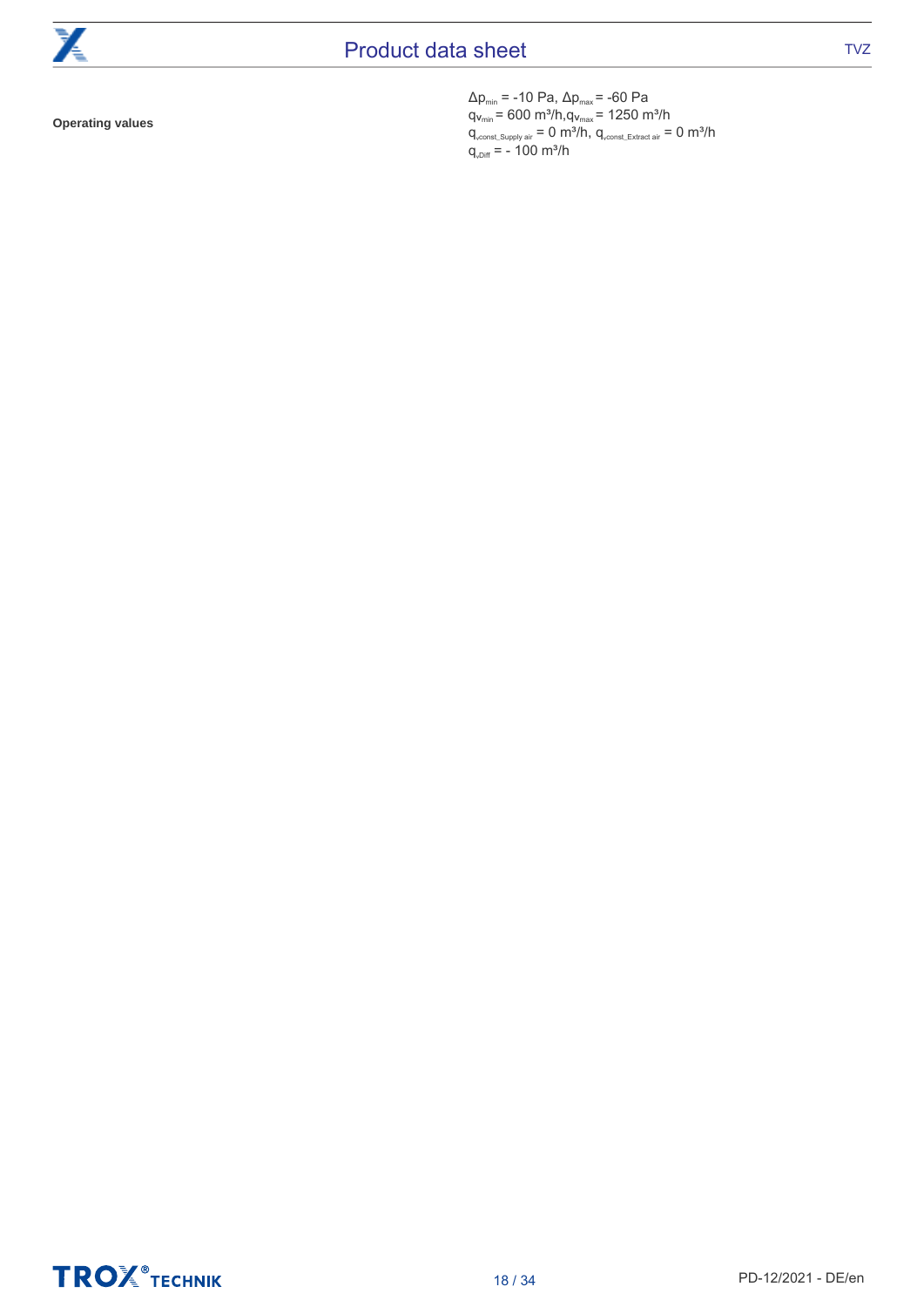**Operating values**

$\Delta p_{min}$ = -10 Pa, $\Delta p_{max}$ = -60 Pa
$qv_{min}$ = 600 m³/h,$qv_{max}$ = 1250 m³/h
$q_{vconst\_Supply\ air}$ = 0 m³/h, $q_{vconst\_Extract\ air}$ = 0 m³/h
$q_{vDiff}$ = - 100 m³/h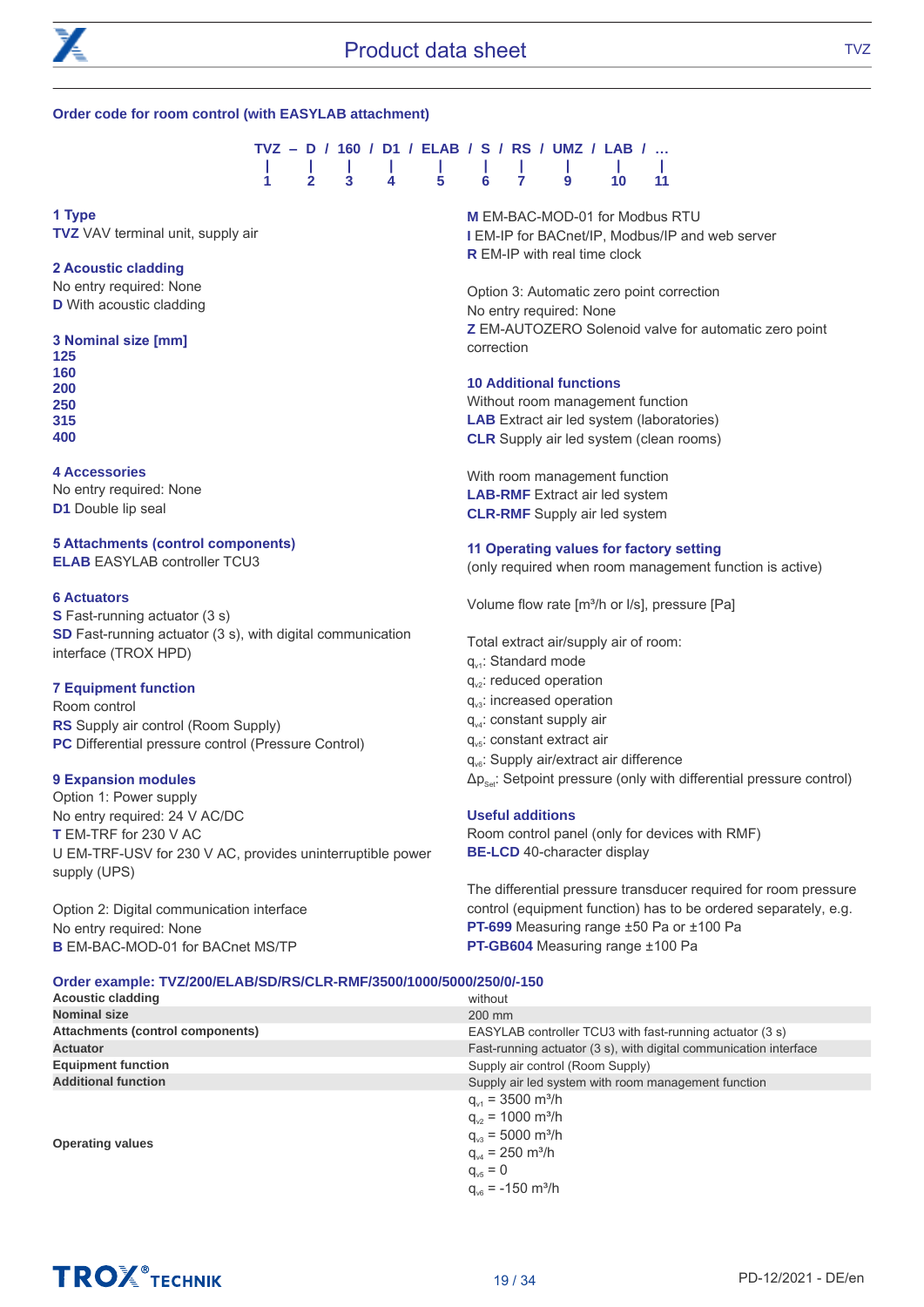## Order code for room control (with EASYLAB attachment)

```
TVZ – D / 160 / D1 / ELAB / S / RS / UMZ / LAB / …
 |    |    |     |     |     |    |     |     |     |
 1    2    3     4     5     6    7     9     10    11
```

**1 Type**
**TVZ** VAV terminal unit, supply air

**2 Acoustic cladding**
No entry required: None
**D** With acoustic cladding

**3 Nominal size [mm]**
**125**
**160**
**200**
**250**
**315**
**400**

**4 Accessories**
No entry required: None
**D1** Double lip seal

**5 Attachments (control components)**
**ELAB** EASYLAB controller TCU3

**6 Actuators**
**S** Fast-running actuator (3 s)
**SD** Fast-running actuator (3 s), with digital communication interface (TROX HPD)

**7 Equipment function**
Room control
**RS** Supply air control (Room Supply)
**PC** Differential pressure control (Pressure Control)

**9 Expansion modules**
Option 1: Power supply
No entry required: 24 V AC/DC
**T** EM-TRF for 230 V AC
U EM-TRF-USV for 230 V AC, provides uninterruptible power supply (UPS)

Option 2: Digital communication interface
No entry required: None
**B** EM-BAC-MOD-01 for BACnet MS/TP
**M** EM-BAC-MOD-01 for Modbus RTU
**I** EM-IP for BACnet/IP, Modbus/IP and web server
**R** EM-IP with real time clock

Option 3: Automatic zero point correction
No entry required: None
**Z** EM-AUTOZERO Solenoid valve for automatic zero point correction

**10 Additional functions**
Without room management function
**LAB** Extract air led system (laboratories)
**CLR** Supply air led system (clean rooms)

With room management function
**LAB-RMF** Extract air led system
**CLR-RMF** Supply air led system

**11 Operating values for factory setting**
(only required when room management function is active)

Volume flow rate [m³/h or l/s], pressure [Pa]

Total extract air/supply air of room:
$q_{v1}$: Standard mode
$q_{v2}$: reduced operation
$q_{v3}$: increased operation
$q_{v4}$: constant supply air
$q_{v5}$: constant extract air
$q_{v6}$: Supply air/extract air difference
$\Delta p_{Set}$: Setpoint pressure (only with differential pressure control)

**Useful additions**
Room control panel (only for devices with RMF)
**BE-LCD** 40-character display

The differential pressure transducer required for room pressure control (equipment function) has to be ordered separately, e.g.
**PT-699** Measuring range ±50 Pa or ±100 Pa
**PT-GB604** Measuring range ±100 Pa

**Order example: TVZ/200/ELAB/SD/RS/CLR-RMF/3500/1000/5000/250/0/-150**

| | |
|---|---|
| **Acoustic cladding** | without |
| **Nominal size** | 200 mm |
| **Attachments (control components)** | EASYLAB controller TCU3 with fast-running actuator (3 s) |
| **Actuator** | Fast-running actuator (3 s), with digital communication interface |
| **Equipment function** | Supply air control (Room Supply) |
| **Additional function** | Supply air led system with room management function |
| **Operating values** | $q_{v1}$ = 3500 m³/h<br>$q_{v2}$ = 1000 m³/h<br>$q_{v3}$ = 5000 m³/h<br>$q_{v4}$ = 250 m³/h<br>$q_{v5}$ = 0<br>$q_{v6}$ = -150 m³/h |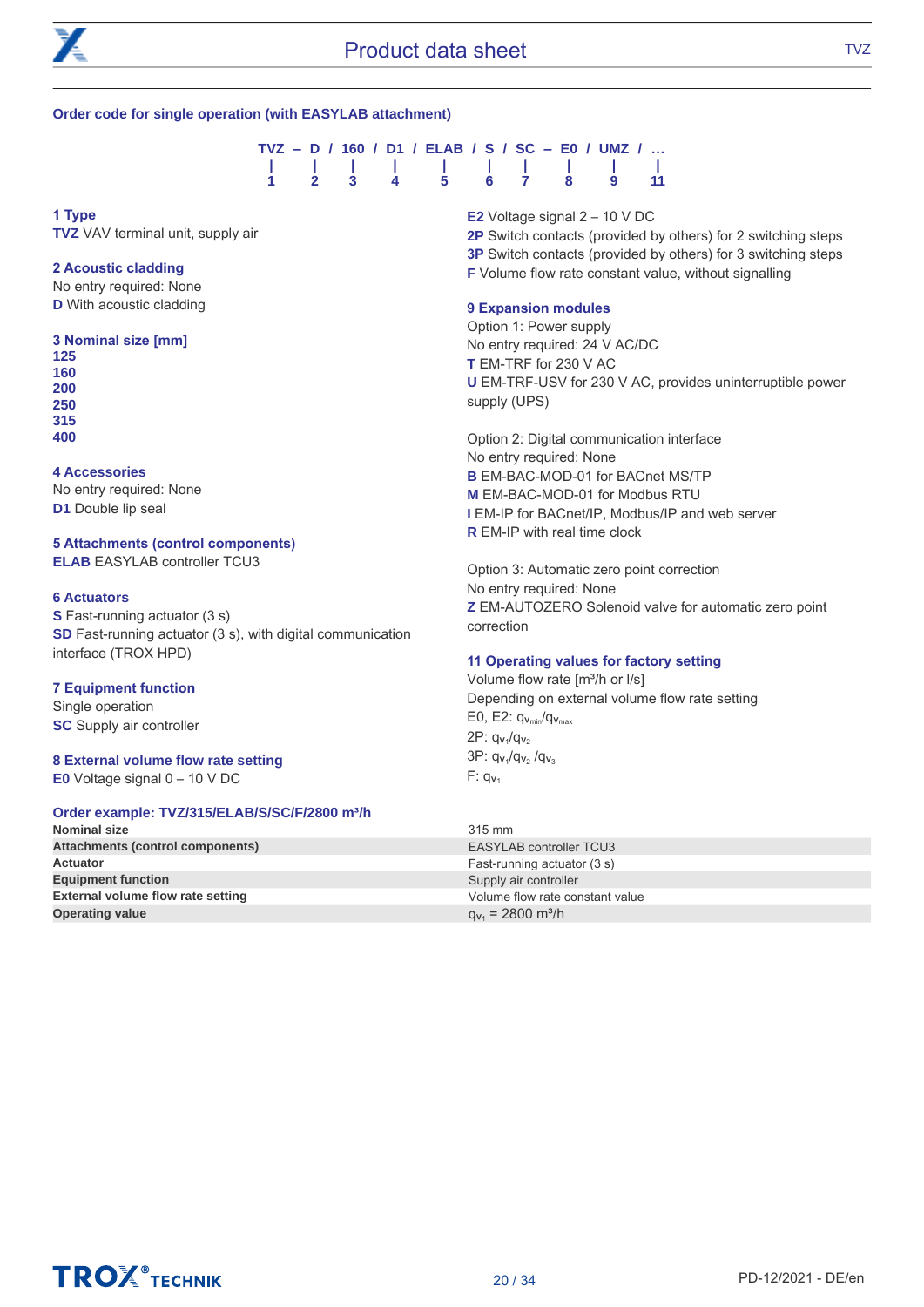## Order code for single operation (with EASYLAB attachment)

```
TVZ – D / 160 / D1 / ELAB / S / SC – E0 / UMZ / ...
 |    |    |     |     |     |   |     |    |      |
 1    2    3     4     5     6   7     8    9     11
```

**1 Type**
**TVZ** VAV terminal unit, supply air

**2 Acoustic cladding**
No entry required: None
**D** With acoustic cladding

**3 Nominal size [mm]**
**125**
**160**
**200**
**250**
**315**
**400**

**4 Accessories**
No entry required: None
**D1** Double lip seal

**5 Attachments (control components)**
**ELAB** EASYLAB controller TCU3

**6 Actuators**
**S** Fast-running actuator (3 s)
**SD** Fast-running actuator (3 s), with digital communication interface (TROX HPD)

**7 Equipment function**
Single operation
**SC** Supply air controller

**8 External volume flow rate setting**
**E0** Voltage signal 0 – 10 V DC
**E2** Voltage signal 2 – 10 V DC
**2P** Switch contacts (provided by others) for 2 switching steps
**3P** Switch contacts (provided by others) for 3 switching steps
**F** Volume flow rate constant value, without signalling

**9 Expansion modules**
Option 1: Power supply
No entry required: 24 V AC/DC
**T** EM-TRF for 230 V AC
**U** EM-TRF-USV for 230 V AC, provides uninterruptible power supply (UPS)

Option 2: Digital communication interface
No entry required: None
**B** EM-BAC-MOD-01 for BACnet MS/TP
**M** EM-BAC-MOD-01 for Modbus RTU
**I** EM-IP for BACnet/IP, Modbus/IP and web server
**R** EM-IP with real time clock

Option 3: Automatic zero point correction
No entry required: None
**Z** EM-AUTOZERO Solenoid valve for automatic zero point correction

**11 Operating values for factory setting**
Volume flow rate [m³/h or l/s]
Depending on external volume flow rate setting
E0, E2: $q_{v_{min}}/q_{v_{max}}$
2P: $q_{v_1}/q_{v_2}$
3P: $q_{v_1}/q_{v_2}$ /$q_{v_3}$
F: $q_{v_1}$

**Order example: TVZ/315/ELAB/S/SC/F/2800 m³/h**

| | |
|---|---|
| **Nominal size** | 315 mm |
| **Attachments (control components)** | EASYLAB controller TCU3 |
| **Actuator** | Fast-running actuator (3 s) |
| **Equipment function** | Supply air controller |
| **External volume flow rate setting** | Volume flow rate constant value |
| **Operating value** | $q_{v_1}$ = 2800 m³/h |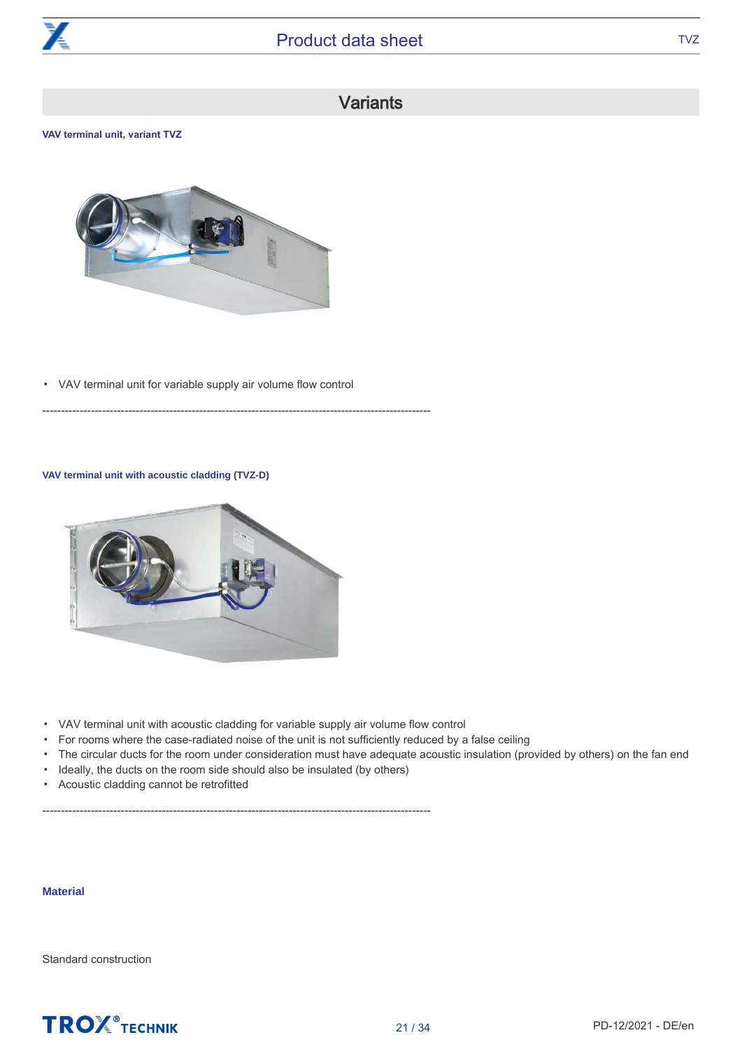## Variants

**VAV terminal unit, variant TVZ**

- VAV terminal unit for variable supply air volume flow control

----------------------------------------------------------------------------------------------------

**VAV terminal unit with acoustic cladding (TVZ-D)**

- VAV terminal unit with acoustic cladding for variable supply air volume flow control
- For rooms where the case-radiated noise of the unit is not sufficiently reduced by a false ceiling
- The circular ducts for the room under consideration must have adequate acoustic insulation (provided by others) on the fan end
- Ideally, the ducts on the room side should also be insulated (by others)
- Acoustic cladding cannot be retrofitted

----------------------------------------------------------------------------------------------------

**Material**

Standard construction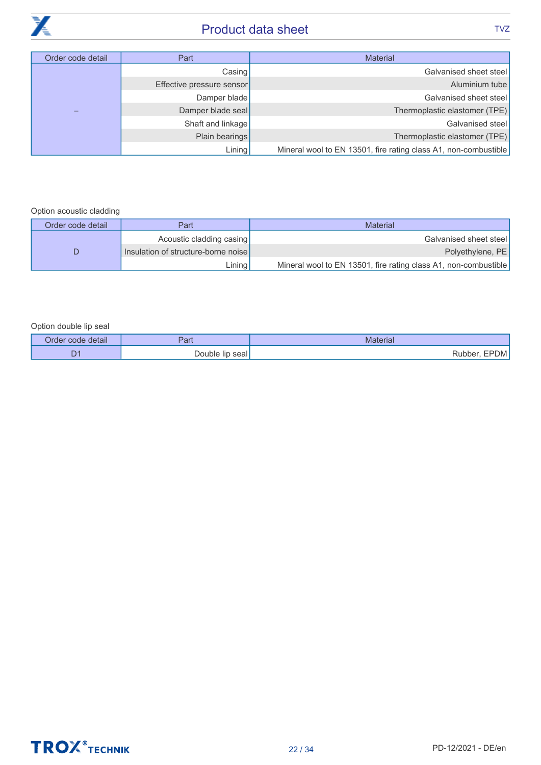| Order code detail | Part | Material |
|---|---|---|
| – | Casing | Galvanised sheet steel |
| | Effective pressure sensor | Aluminium tube |
| | Damper blade | Galvanised sheet steel |
| | Damper blade seal | Thermoplastic elastomer (TPE) |
| | Shaft and linkage | Galvanised steel |
| | Plain bearings | Thermoplastic elastomer (TPE) |
| | Lining | Mineral wool to EN 13501, fire rating class A1, non-combustible |

Option acoustic cladding

| Order code detail | Part | Material |
|---|---|---|
| D | Acoustic cladding casing | Galvanised sheet steel |
| | Insulation of structure-borne noise | Polyethylene, PE |
| | Lining | Mineral wool to EN 13501, fire rating class A1, non-combustible |

Option double lip seal

| Order code detail | Part | Material |
|---|---|---|
| D1 | Double lip seal | Rubber, EPDM |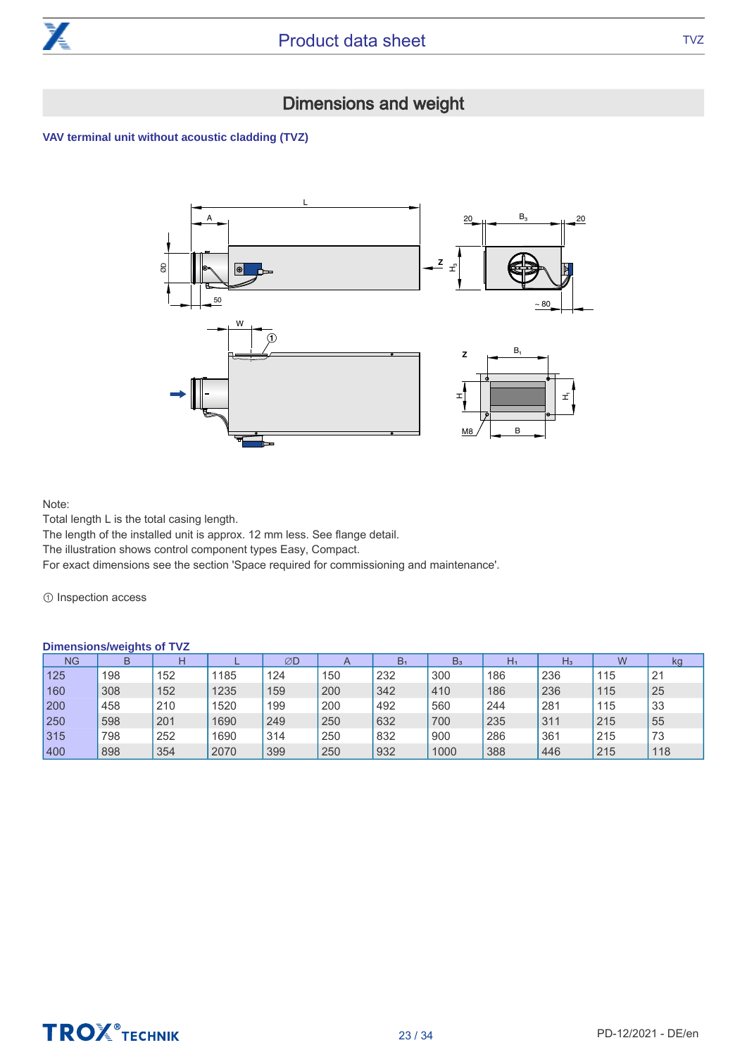# Dimensions and weight

### VAV terminal unit without acoustic cladding (TVZ)

Note:
Total length L is the total casing length.
The length of the installed unit is approx. 12 mm less. See flange detail.
The illustration shows control component types Easy, Compact.
For exact dimensions see the section 'Space required for commissioning and maintenance'.

① Inspection access

**Dimensions/weights of TVZ**

| NG | B | H | L | ∅D | A | $B_1$ | $B_3$ | $H_1$ | $H_3$ | W | kg |
|---|---|---|---|---|---|---|---|---|---|---|---|
| 125 | 198 | 152 | 1185 | 124 | 150 | 232 | 300 | 186 | 236 | 115 | 21 |
| 160 | 308 | 152 | 1235 | 159 | 200 | 342 | 410 | 186 | 236 | 115 | 25 |
| 200 | 458 | 210 | 1520 | 199 | 200 | 492 | 560 | 244 | 281 | 115 | 33 |
| 250 | 598 | 201 | 1690 | 249 | 250 | 632 | 700 | 235 | 311 | 215 | 55 |
| 315 | 798 | 252 | 1690 | 314 | 250 | 832 | 900 | 286 | 361 | 215 | 73 |
| 400 | 898 | 354 | 2070 | 399 | 250 | 932 | 1000 | 388 | 446 | 215 | 118 |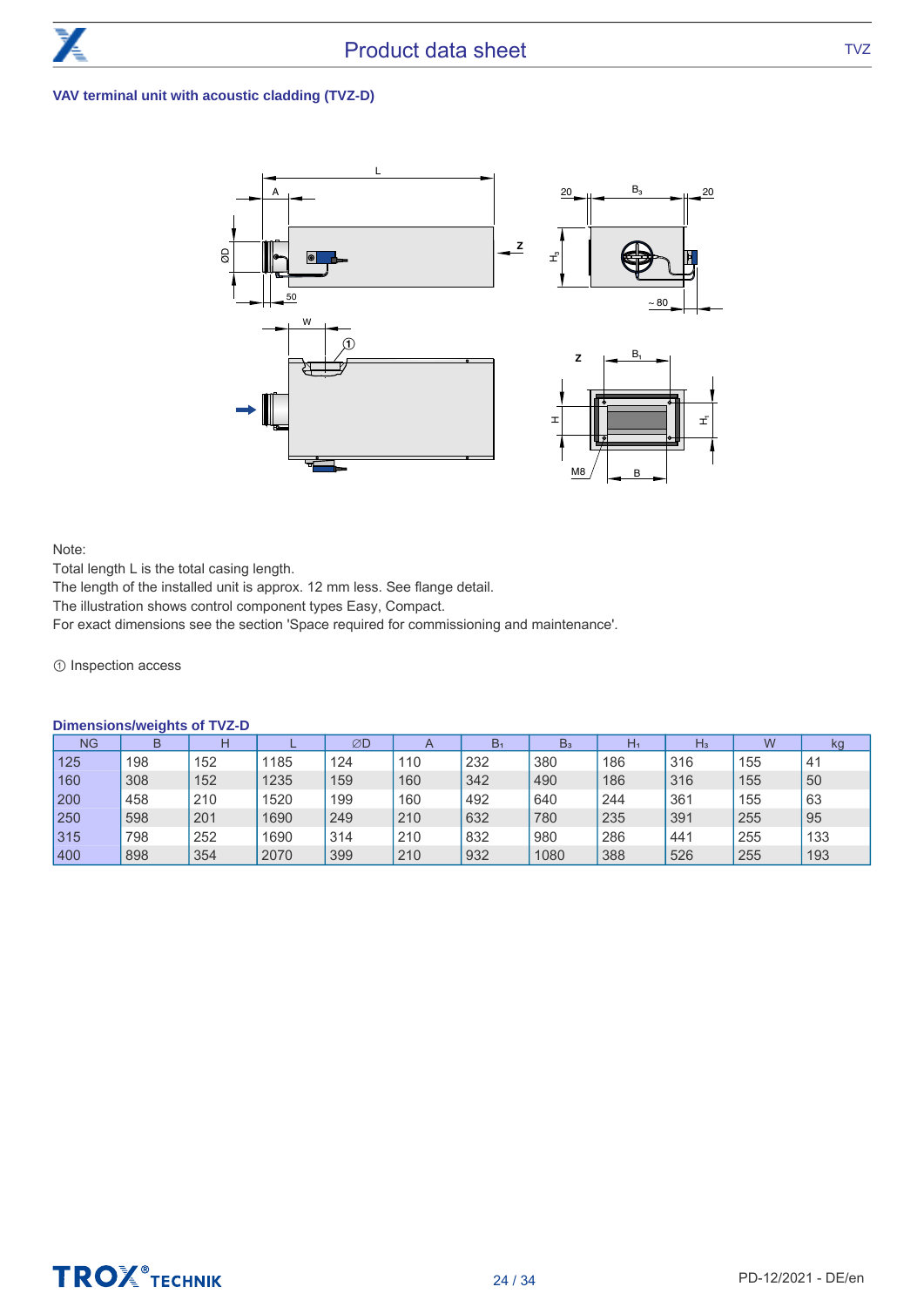### VAV terminal unit with acoustic cladding (TVZ-D)

Note:
Total length L is the total casing length.
The length of the installed unit is approx. 12 mm less. See flange detail.
The illustration shows control component types Easy, Compact.
For exact dimensions see the section 'Space required for commissioning and maintenance'.

① Inspection access

**Dimensions/weights of TVZ-D**

| NG | B | H | L | ∅D | A | $B_1$ | $B_3$ | $H_1$ | $H_3$ | W | kg |
|---|---|---|---|---|---|---|---|---|---|---|---|
| 125 | 198 | 152 | 1185 | 124 | 110 | 232 | 380 | 186 | 316 | 155 | 41 |
| 160 | 308 | 152 | 1235 | 159 | 160 | 342 | 490 | 186 | 316 | 155 | 50 |
| 200 | 458 | 210 | 1520 | 199 | 160 | 492 | 640 | 244 | 361 | 155 | 63 |
| 250 | 598 | 201 | 1690 | 249 | 210 | 632 | 780 | 235 | 391 | 255 | 95 |
| 315 | 798 | 252 | 1690 | 314 | 210 | 832 | 980 | 286 | 441 | 255 | 133 |
| 400 | 898 | 354 | 2070 | 399 | 210 | 932 | 1080 | 388 | 526 | 255 | 193 |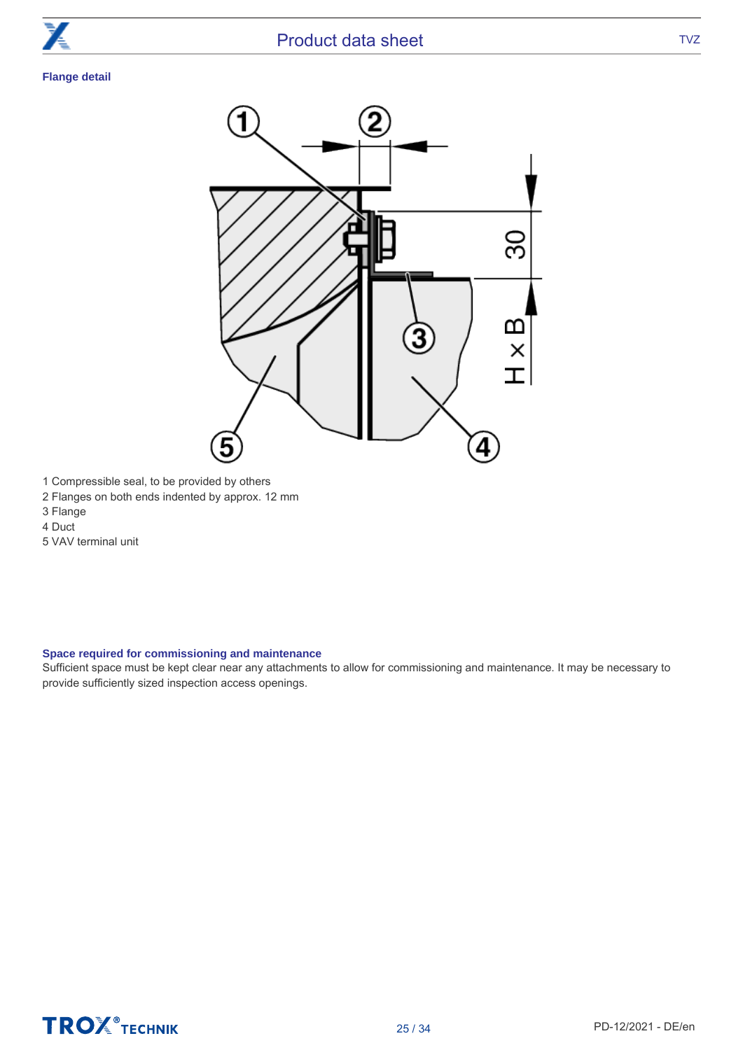## Flange detail

1 Compressible seal, to be provided by others
2 Flanges on both ends indented by approx. 12 mm
3 Flange
4 Duct
5 VAV terminal unit

## Space required for commissioning and maintenance

Sufficient space must be kept clear near any attachments to allow for commissioning and maintenance. It may be necessary to provide sufficiently sized inspection access openings.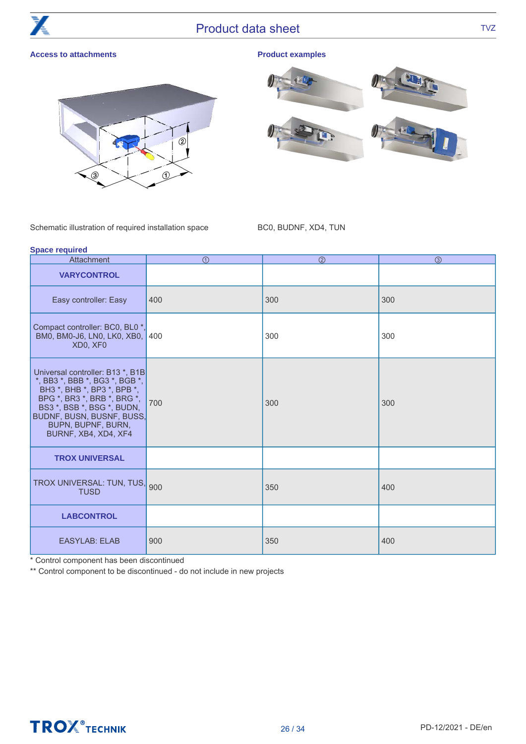**Access to attachments**

Schematic illustration of required installation space

**Product examples**

BC0, BUDNF, XD4, TUN

**Space required**

| Attachment | ① | ② | ③ |
|---|---|---|---|
| **VARYCONTROL** | | | |
| Easy controller: Easy | 400 | 300 | 300 |
| Compact controller: BC0, BL0 *, BM0, BM0-J6, LN0, LK0, XB0, XD0, XF0 | 400 | 300 | 300 |
| Universal controller: B13 *, B1B *, BB3 *, BBB *, BG3 *, BGB *, BH3 *, BHB *, BP3 *, BPB *, BPG *, BR3 *, BRB *, BRG *, BS3 *, BSB *, BSG *, BUDN, BUDNF, BUSN, BUSNF, BUSS, BUPN, BUPNF, BURN, BURNF, XB4, XD4, XF4 | 700 | 300 | 300 |
| **TROX UNIVERSAL** | | | |
| TROX UNIVERSAL: TUN, TUS, TUSD | 900 | 350 | 400 |
| **LABCONTROL** | | | |
| EASYLAB: ELAB | 900 | 350 | 400 |

* Control component has been discontinued

** Control component to be discontinued - do not include in new projects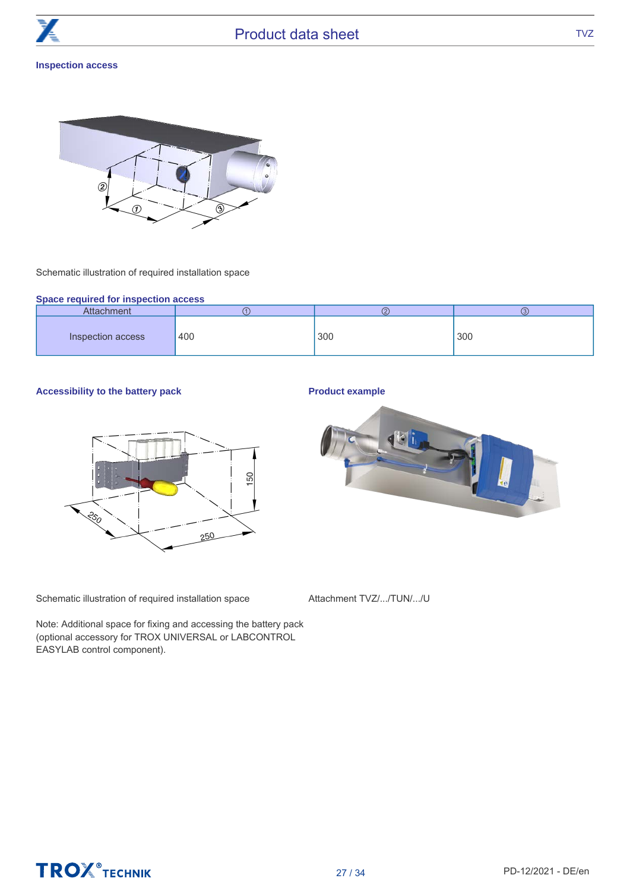### Inspection access

Schematic illustration of required installation space

**Space required for inspection access**

| Attachment | ① | ② | ③ |
|---|---|---|---|
| Inspection access | 400 | 300 | 300 |

### Accessibility to the battery pack

Schematic illustration of required installation space

Note: Additional space for fixing and accessing the battery pack (optional accessory for TROX UNIVERSAL or LABCONTROL EASYLAB control component).

### Product example

Attachment TVZ/.../TUN/.../U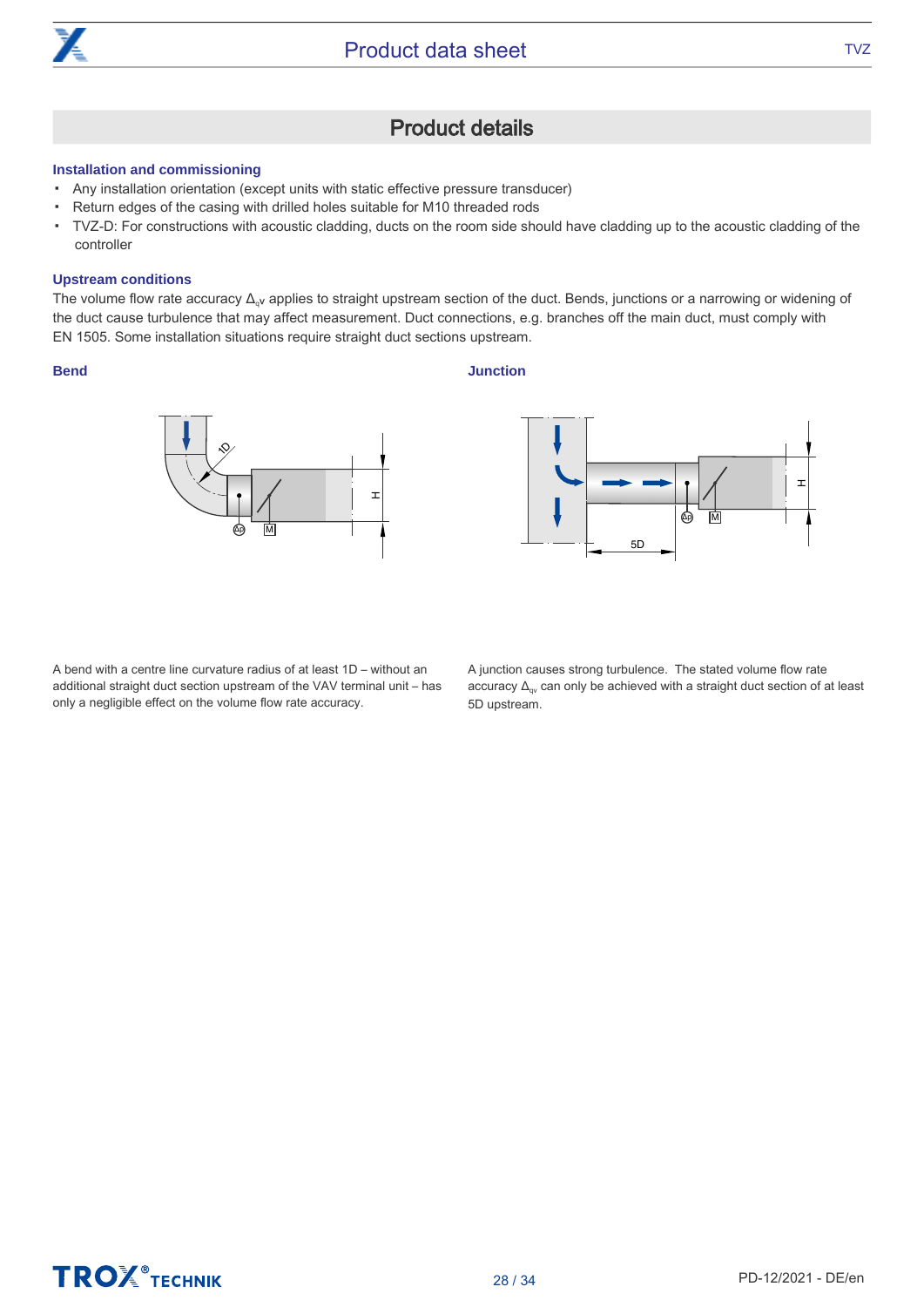# Product details

### Installation and commissioning

- Any installation orientation (except units with static effective pressure transducer)
- Return edges of the casing with drilled holes suitable for M10 threaded rods
- TVZ-D: For constructions with acoustic cladding, ducts on the room side should have cladding up to the acoustic cladding of the controller

### Upstream conditions

The volume flow rate accuracy $\Delta_{qv}$ applies to straight upstream section of the duct. Bends, junctions or a narrowing or widening of the duct cause turbulence that may affect measurement. Duct connections, e.g. branches off the main duct, must comply with EN 1505. Some installation situations require straight duct sections upstream.

#### Bend

A bend with a centre line curvature radius of at least 1D – without an additional straight duct section upstream of the VAV terminal unit – has only a negligible effect on the volume flow rate accuracy.

#### Junction

A junction causes strong turbulence. The stated volume flow rate accuracy $\Delta_{qv}$ can only be achieved with a straight duct section of at least 5D upstream.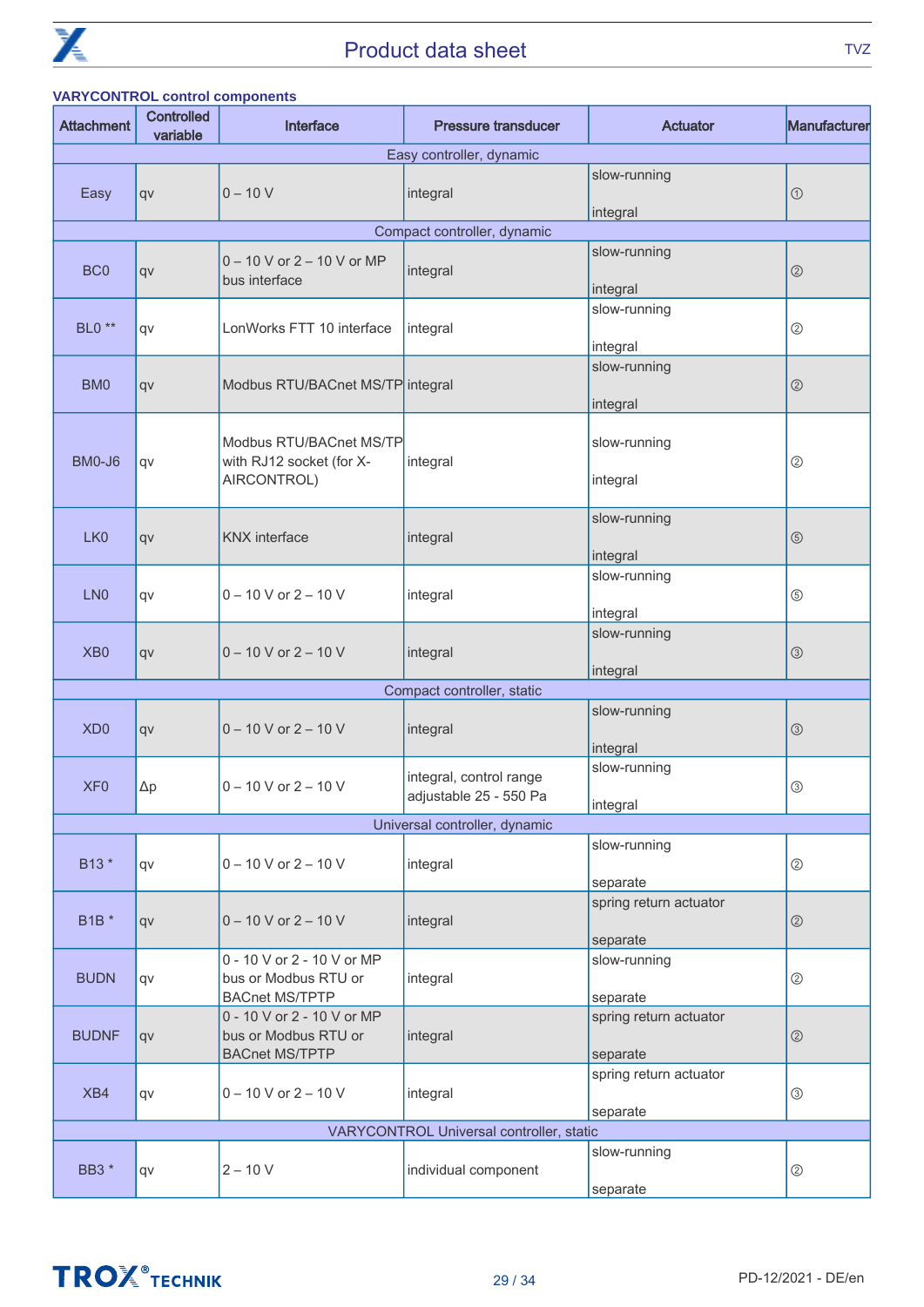### VARYCONTROL control components

| Attachment | Controlled variable | Interface | Pressure transducer | Actuator | Manufacturer |
|---|---|---|---|---|---|
| Easy controller, dynamic | | | | | |
| Easy | qv | 0 – 10 V | integral | slow-running integral | ① |
| Compact controller, dynamic | | | | | |
| BC0 | qv | 0 – 10 V or 2 – 10 V or MP bus interface | integral | slow-running integral | ② |
| BL0 ** | qv | LonWorks FTT 10 interface | integral | slow-running integral | ② |
| BM0 | qv | Modbus RTU/BACnet MS/TP | integral | slow-running integral | ② |
| BM0-J6 | qv | Modbus RTU/BACnet MS/TP with RJ12 socket (for X-AIRCONTROL) | integral | slow-running integral | ② |
| LK0 | qv | KNX interface | integral | slow-running integral | ⑤ |
| LN0 | qv | 0 – 10 V or 2 – 10 V | integral | slow-running integral | ⑤ |
| XB0 | qv | 0 – 10 V or 2 – 10 V | integral | slow-running integral | ③ |
| Compact controller, static | | | | | |
| XD0 | qv | 0 – 10 V or 2 – 10 V | integral | slow-running integral | ③ |
| XF0 | Δp | 0 – 10 V or 2 – 10 V | integral, control range adjustable 25 - 550 Pa | slow-running integral | ③ |
| Universal controller, dynamic | | | | | |
| B13 * | qv | 0 – 10 V or 2 – 10 V | integral | slow-running separate | ② |
| B1B * | qv | 0 – 10 V or 2 – 10 V | integral | spring return actuator separate | ② |
| BUDN | qv | 0 - 10 V or 2 - 10 V or MP bus or Modbus RTU or BACnet MS/TPTP | integral | slow-running separate | ② |
| BUDNF | qv | 0 - 10 V or 2 - 10 V or MP bus or Modbus RTU or BACnet MS/TPTP | integral | spring return actuator separate | ② |
| XB4 | qv | 0 – 10 V or 2 – 10 V | integral | spring return actuator separate | ③ |
| VARYCONTROL Universal controller, static | | | | | |
| BB3 * | qv | 2 – 10 V | individual component | slow-running separate | ② |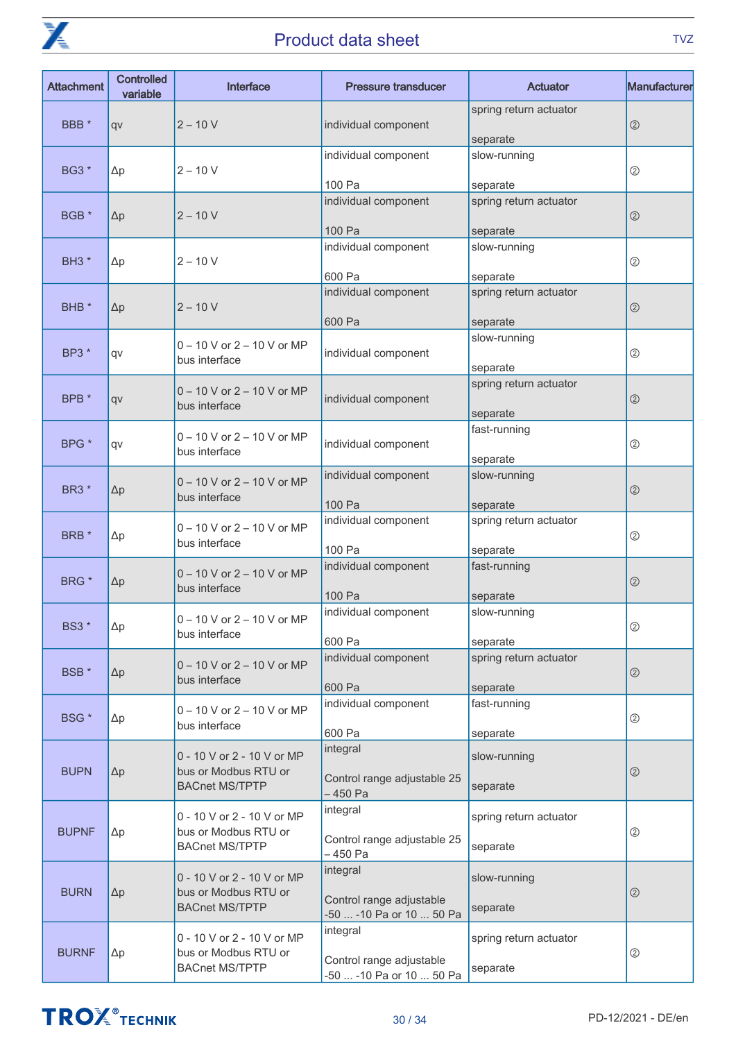| Attachment | Controlled variable | Interface | Pressure transducer | Actuator | Manufacturer |
|---|---|---|---|---|---|
| BBB * | qv | 2 – 10 V | individual component | spring return actuator<br><br>separate | ② |
| BG3 * | Δp | 2 – 10 V | individual component<br><br>100 Pa | slow-running<br><br>separate | ② |
| BGB * | Δp | 2 – 10 V | individual component<br><br>100 Pa | spring return actuator<br><br>separate | ② |
| BH3 * | Δp | 2 – 10 V | individual component<br><br>600 Pa | slow-running<br><br>separate | ② |
| BHB * | Δp | 2 – 10 V | individual component<br><br>600 Pa | spring return actuator<br><br>separate | ② |
| BP3 * | qv | 0 – 10 V or 2 – 10 V or MP bus interface | individual component | slow-running<br><br>separate | ② |
| BPB * | qv | 0 – 10 V or 2 – 10 V or MP bus interface | individual component | spring return actuator<br><br>separate | ② |
| BPG * | qv | 0 – 10 V or 2 – 10 V or MP bus interface | individual component | fast-running<br><br>separate | ② |
| BR3 * | Δp | 0 – 10 V or 2 – 10 V or MP bus interface | individual component<br><br>100 Pa | slow-running<br><br>separate | ② |
| BRB * | Δp | 0 – 10 V or 2 – 10 V or MP bus interface | individual component<br><br>100 Pa | spring return actuator<br><br>separate | ② |
| BRG * | Δp | 0 – 10 V or 2 – 10 V or MP bus interface | individual component<br><br>100 Pa | fast-running<br><br>separate | ② |
| BS3 * | Δp | 0 – 10 V or 2 – 10 V or MP bus interface | individual component<br><br>600 Pa | slow-running<br><br>separate | ② |
| BSB * | Δp | 0 – 10 V or 2 – 10 V or MP bus interface | individual component<br><br>600 Pa | spring return actuator<br><br>separate | ② |
| BSG * | Δp | 0 – 10 V or 2 – 10 V or MP bus interface | individual component<br><br>600 Pa | fast-running<br><br>separate | ② |
| BUPN | Δp | 0 - 10 V or 2 - 10 V or MP bus or Modbus RTU or BACnet MS/TPTP | integral<br><br>Control range adjustable 25 – 450 Pa | slow-running<br><br>separate | ② |
| BUPNF | Δp | 0 - 10 V or 2 - 10 V or MP bus or Modbus RTU or BACnet MS/TPTP | integral<br><br>Control range adjustable 25 – 450 Pa | spring return actuator<br><br>separate | ② |
| BURN | Δp | 0 - 10 V or 2 - 10 V or MP bus or Modbus RTU or BACnet MS/TPTP | integral<br><br>Control range adjustable -50 ... -10 Pa or 10 ... 50 Pa | slow-running<br><br>separate | ② |
| BURNF | Δp | 0 - 10 V or 2 - 10 V or MP bus or Modbus RTU or BACnet MS/TPTP | integral<br><br>Control range adjustable -50 ... -10 Pa or 10 ... 50 Pa | spring return actuator<br><br>separate | ② |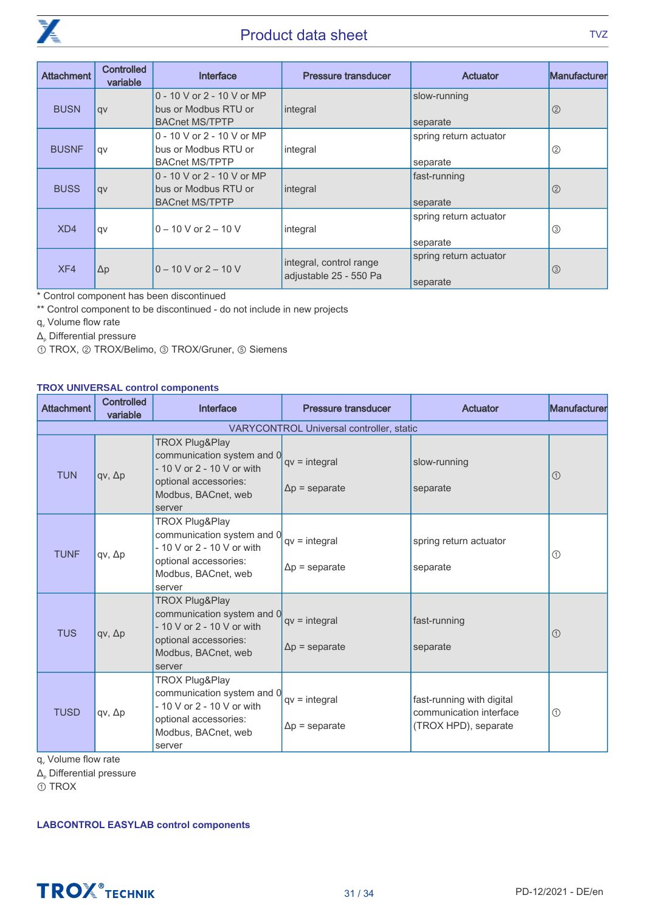| Attachment | Controlled variable | Interface | Pressure transducer | Actuator | Manufacturer |
|---|---|---|---|---|---|
| BUSN | qv | 0 - 10 V or 2 - 10 V or MP bus or Modbus RTU or BACnet MS/TPTP | integral | slow-running<br><br>separate | ② |
| BUSNF | qv | 0 - 10 V or 2 - 10 V or MP bus or Modbus RTU or BACnet MS/TPTP | integral | spring return actuator<br><br>separate | ② |
| BUSS | qv | 0 - 10 V or 2 - 10 V or MP bus or Modbus RTU or BACnet MS/TPTP | integral | fast-running<br><br>separate | ② |
| XD4 | qv | 0 – 10 V or 2 – 10 V | integral | spring return actuator<br><br>separate | ③ |
| XF4 | Δp | 0 – 10 V or 2 – 10 V | integral, control range adjustable 25 - 550 Pa | spring return actuator<br><br>separate | ③ |

* Control component has been discontinued

** Control component to be discontinued - do not include in new projects

$q_v$ Volume flow rate

$\Delta_p$ Differential pressure

① TROX, ② TROX/Belimo, ③ TROX/Gruner, ⑤ Siemens

### TROX UNIVERSAL control components

| Attachment | Controlled variable | Interface | Pressure transducer | Actuator | Manufacturer |
|---|---|---|---|---|---|
| VARYCONTROL Universal controller, static | | | | | |
| TUN | qv, Δp | TROX Plug&Play communication system and 0 - 10 V or 2 - 10 V or with optional accessories: Modbus, BACnet, web server | qv = integral<br><br>Δp = separate | slow-running<br><br>separate | ① |
| TUNF | qv, Δp | TROX Plug&Play communication system and 0 - 10 V or 2 - 10 V or with optional accessories: Modbus, BACnet, web server | qv = integral<br><br>Δp = separate | spring return actuator<br><br>separate | ① |
| TUS | qv, Δp | TROX Plug&Play communication system and 0 - 10 V or 2 - 10 V or with optional accessories: Modbus, BACnet, web server | qv = integral<br><br>Δp = separate | fast-running<br><br>separate | ① |
| TUSD | qv, Δp | TROX Plug&Play communication system and 0 - 10 V or 2 - 10 V or with optional accessories: Modbus, BACnet, web server | qv = integral<br><br>Δp = separate | fast-running with digital communication interface (TROX HPD), separate | ① |

$q_v$ Volume flow rate

$\Delta_p$ Differential pressure

① TROX

### LABCONTROL EASYLAB control components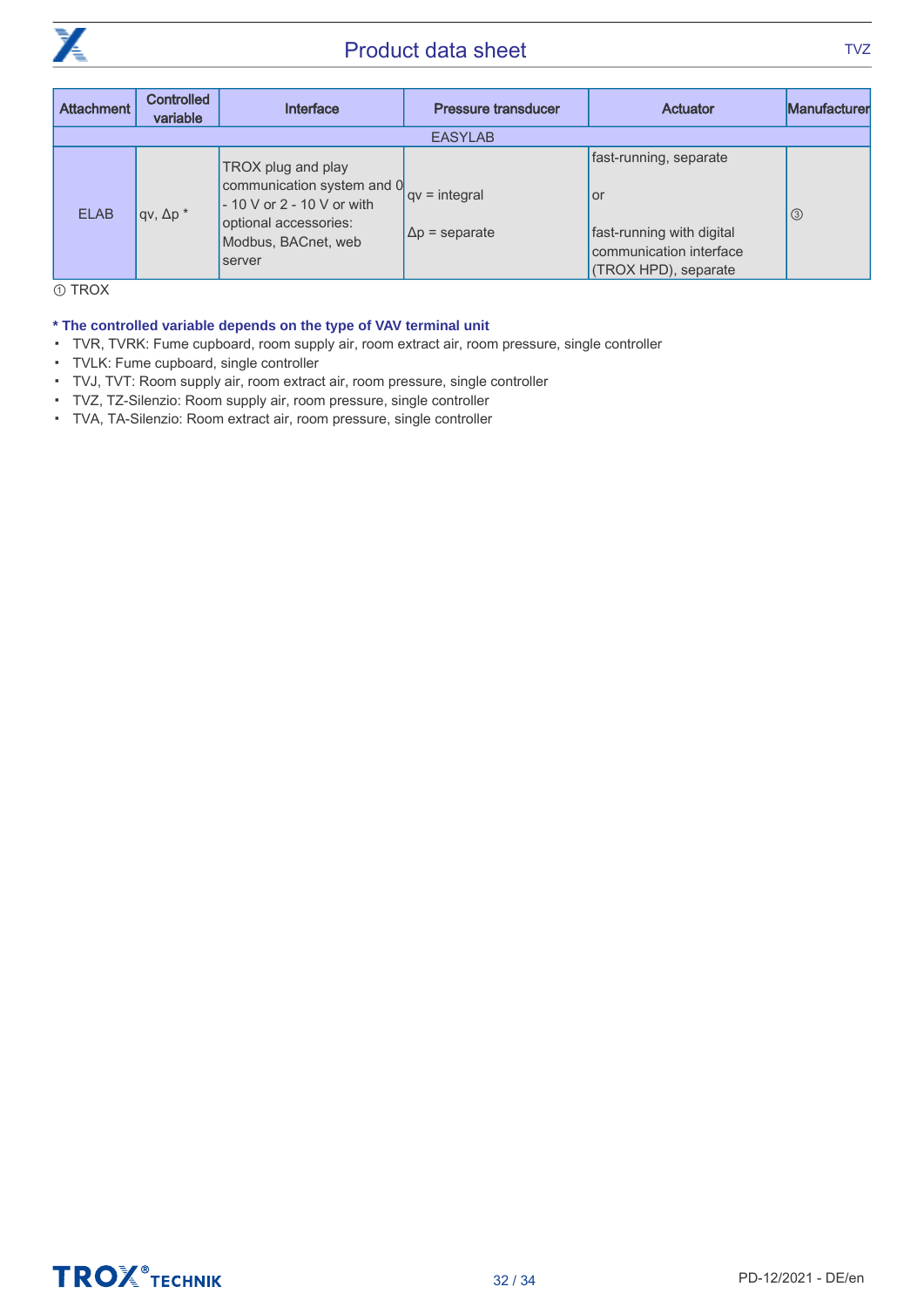| Attachment | Controlled variable | Interface | Pressure transducer | Actuator | Manufacturer |
|---|---|---|---|---|---|
| EASYLAB | | | | | |
| ELAB | qv, Δp * | TROX plug and play communication system and 0 - 10 V or 2 - 10 V or with optional accessories: Modbus, BACnet, web server | qv = integral<br><br>Δp = separate | fast-running, separate<br><br>or<br><br>fast-running with digital communication interface (TROX HPD), separate | ③ |

① TROX

**\* The controlled variable depends on the type of VAV terminal unit**

- TVR, TVRK: Fume cupboard, room supply air, room extract air, room pressure, single controller
- TVLK: Fume cupboard, single controller
- TVJ, TVT: Room supply air, room extract air, room pressure, single controller
- TVZ, TZ-Silenzio: Room supply air, room pressure, single controller
- TVA, TA-Silenzio: Room extract air, room pressure, single controller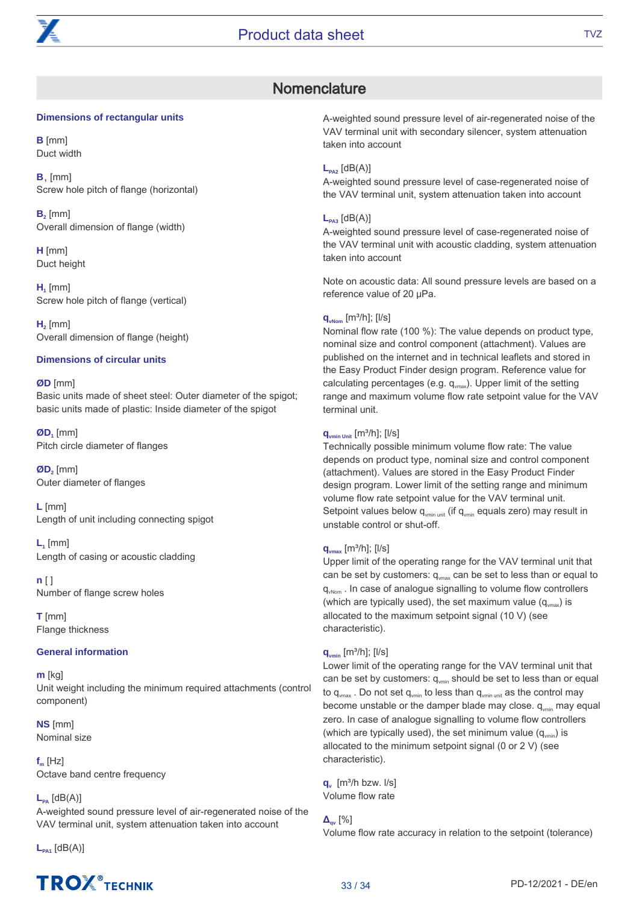## Nomenclature

### Dimensions of rectangular units

**B** [mm]
Duct width

**$B_1$** [mm]
Screw hole pitch of flange (horizontal)

**$B_2$** [mm]
Overall dimension of flange (width)

**H** [mm]
Duct height

**$H_1$** [mm]
Screw hole pitch of flange (vertical)

**$H_2$** [mm]
Overall dimension of flange (height)

### Dimensions of circular units

**ØD** [mm]
Basic units made of sheet steel: Outer diameter of the spigot; basic units made of plastic: Inside diameter of the spigot

**$ØD_1$** [mm]
Pitch circle diameter of flanges

**$ØD_2$** [mm]
Outer diameter of flanges

**L** [mm]
Length of unit including connecting spigot

**$L_1$** [mm]
Length of casing or acoustic cladding

**n** [ ]
Number of flange screw holes

**T** [mm]
Flange thickness

### General information

**m** [kg]
Unit weight including the minimum required attachments (control component)

**NS** [mm]
Nominal size

**$f_m$** [Hz]
Octave band centre frequency

**$L_{PA}$** [dB(A)]
A-weighted sound pressure level of air-regenerated noise of the VAV terminal unit, system attenuation taken into account

**$L_{PA1}$** [dB(A)]
A-weighted sound pressure level of air-regenerated noise of the VAV terminal unit with secondary silencer, system attenuation taken into account

**$L_{PA2}$** [dB(A)]
A-weighted sound pressure level of case-regenerated noise of the VAV terminal unit, system attenuation taken into account

**$L_{PA3}$** [dB(A)]
A-weighted sound pressure level of case-regenerated noise of the VAV terminal unit with acoustic cladding, system attenuation taken into account

Note on acoustic data: All sound pressure levels are based on a reference value of 20 µPa.

**$q_{vNom}$** [m³/h]; [l/s]
Nominal flow rate (100 %): The value depends on product type, nominal size and control component (attachment). Values are published on the internet and in technical leaflets and stored in the Easy Product Finder design program. Reference value for calculating percentages (e.g. $q_{vmax}$). Upper limit of the setting range and maximum volume flow rate setpoint value for the VAV terminal unit.

**$q_{vmin\ Unit}$** [m³/h]; [l/s]
Technically possible minimum volume flow rate: The value depends on product type, nominal size and control component (attachment). Values are stored in the Easy Product Finder design program. Lower limit of the setting range and minimum volume flow rate setpoint value for the VAV terminal unit. Setpoint values below $q_{vmin\ unit}$ (if $q_{vmin}$ equals zero) may result in unstable control or shut-off.

**$q_{vmax}$** [m³/h]; [l/s]
Upper limit of the operating range for the VAV terminal unit that can be set by customers: $q_{vmax}$ can be set to less than or equal to $q_{vNom}$ . In case of analogue signalling to volume flow controllers (which are typically used), the set maximum value ($q_{vmax}$) is allocated to the maximum setpoint signal (10 V) (see characteristic).

**$q_{vmin}$** [m³/h]; [l/s]
Lower limit of the operating range for the VAV terminal unit that can be set by customers: $q_{vmin}$ should be set to less than or equal to $q_{vmax}$ . Do not set $q_{vmin}$ to less than $q_{vmin\ unit}$ as the control may become unstable or the damper blade may close. $q_{vmin}$ may equal zero. In case of analogue signalling to volume flow controllers (which are typically used), the set minimum value ($q_{vmin}$) is allocated to the minimum setpoint signal (0 or 2 V) (see characteristic).

**$q_v$** [m³/h bzw. l/s]
Volume flow rate

**$\Delta_{qv}$** [%]
Volume flow rate accuracy in relation to the setpoint (tolerance)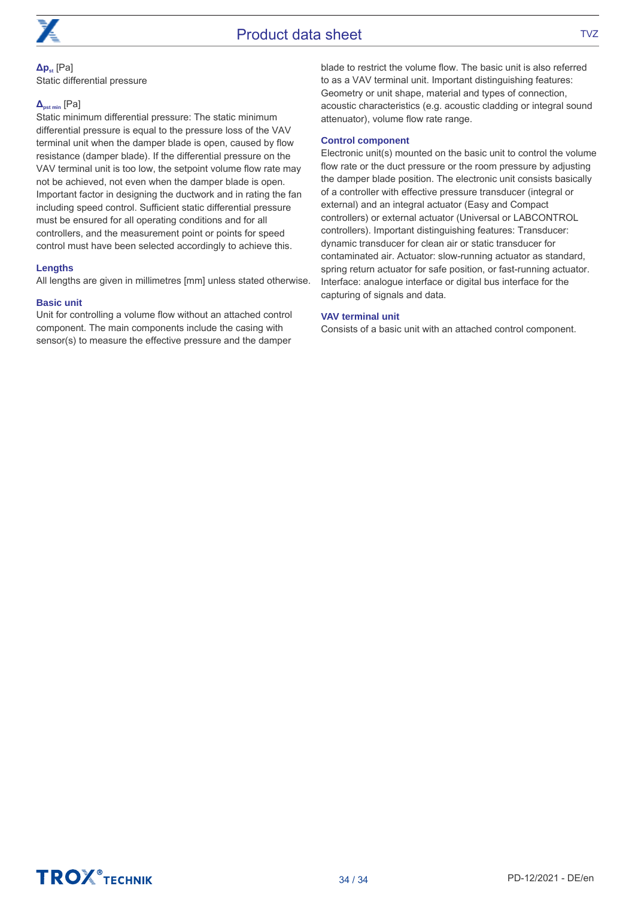**$\Delta p_{st}$** [Pa]

Static differential pressure

**$\Delta_{pst\ min}$** [Pa]

Static minimum differential pressure: The static minimum differential pressure is equal to the pressure loss of the VAV terminal unit when the damper blade is open, caused by flow resistance (damper blade). If the differential pressure on the VAV terminal unit is too low, the setpoint volume flow rate may not be achieved, not even when the damper blade is open. Important factor in designing the ductwork and in rating the fan including speed control. Sufficient static differential pressure must be ensured for all operating conditions and for all controllers, and the measurement point or points for speed control must have been selected accordingly to achieve this.

**Lengths**

All lengths are given in millimetres [mm] unless stated otherwise.

**Basic unit**

Unit for controlling a volume flow without an attached control component. The main components include the casing with sensor(s) to measure the effective pressure and the damper blade to restrict the volume flow. The basic unit is also referred to as a VAV terminal unit. Important distinguishing features: Geometry or unit shape, material and types of connection, acoustic characteristics (e.g. acoustic cladding or integral sound attenuator), volume flow rate range.

**Control component**

Electronic unit(s) mounted on the basic unit to control the volume flow rate or the duct pressure or the room pressure by adjusting the damper blade position. The electronic unit consists basically of a controller with effective pressure transducer (integral or external) and an integral actuator (Easy and Compact controllers) or external actuator (Universal or LABCONTROL controllers). Important distinguishing features: Transducer: dynamic transducer for clean air or static transducer for contaminated air. Actuator: slow-running actuator as standard, spring return actuator for safe position, or fast-running actuator. Interface: analogue interface or digital bus interface for the capturing of signals and data.

**VAV terminal unit**

Consists of a basic unit with an attached control component.